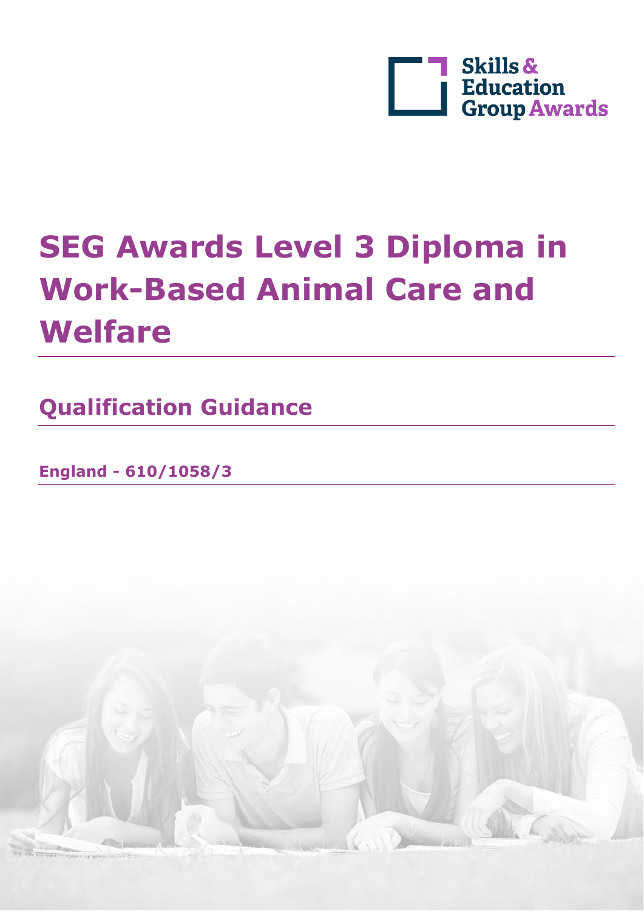Skills & Education Group Awards

# SEG Awards Level 3 Diploma in Work-Based Animal Care and Welfare

## Qualification Guidance

**England - 610/1058/3**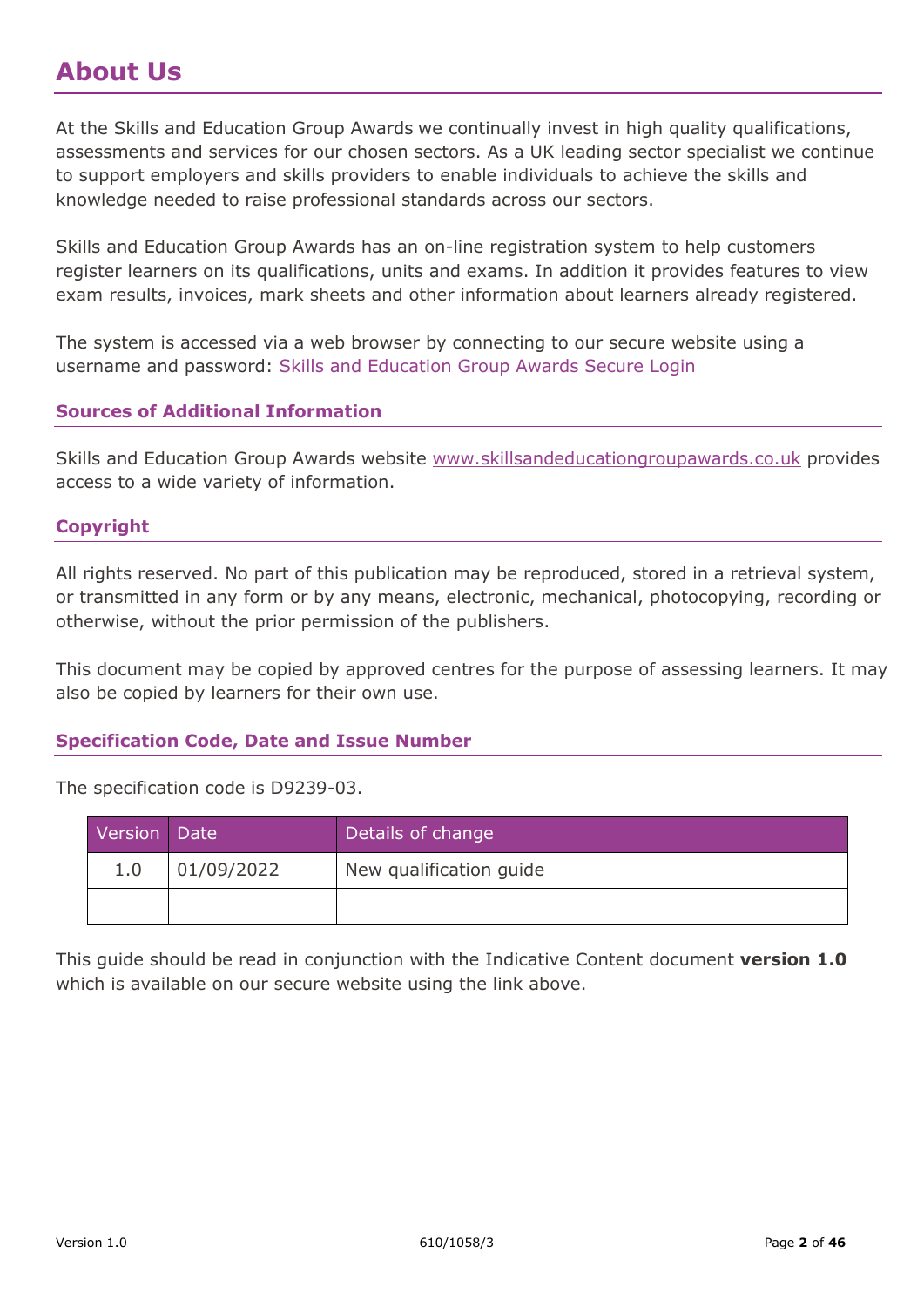# About Us

At the Skills and Education Group Awards we continually invest in high quality qualifications, assessments and services for our chosen sectors. As a UK leading sector specialist we continue to support employers and skills providers to enable individuals to achieve the skills and knowledge needed to raise professional standards across our sectors.

Skills and Education Group Awards has an on-line registration system to help customers register learners on its qualifications, units and exams. In addition it provides features to view exam results, invoices, mark sheets and other information about learners already registered.

The system is accessed via a web browser by connecting to our secure website using a username and password: Skills and Education Group Awards Secure Login

## Sources of Additional Information

Skills and Education Group Awards website www.skillsandeducationgroupawards.co.uk provides access to a wide variety of information.

## Copyright

All rights reserved. No part of this publication may be reproduced, stored in a retrieval system, or transmitted in any form or by any means, electronic, mechanical, photocopying, recording or otherwise, without the prior permission of the publishers.

This document may be copied by approved centres for the purpose of assessing learners. It may also be copied by learners for their own use.

## Specification Code, Date and Issue Number

The specification code is D9239-03.

| Version | Date | Details of change |
|---|---|---|
| 1.0 | 01/09/2022 | New qualification guide |
| | | |

This guide should be read in conjunction with the Indicative Content document **version 1.0** which is available on our secure website using the link above.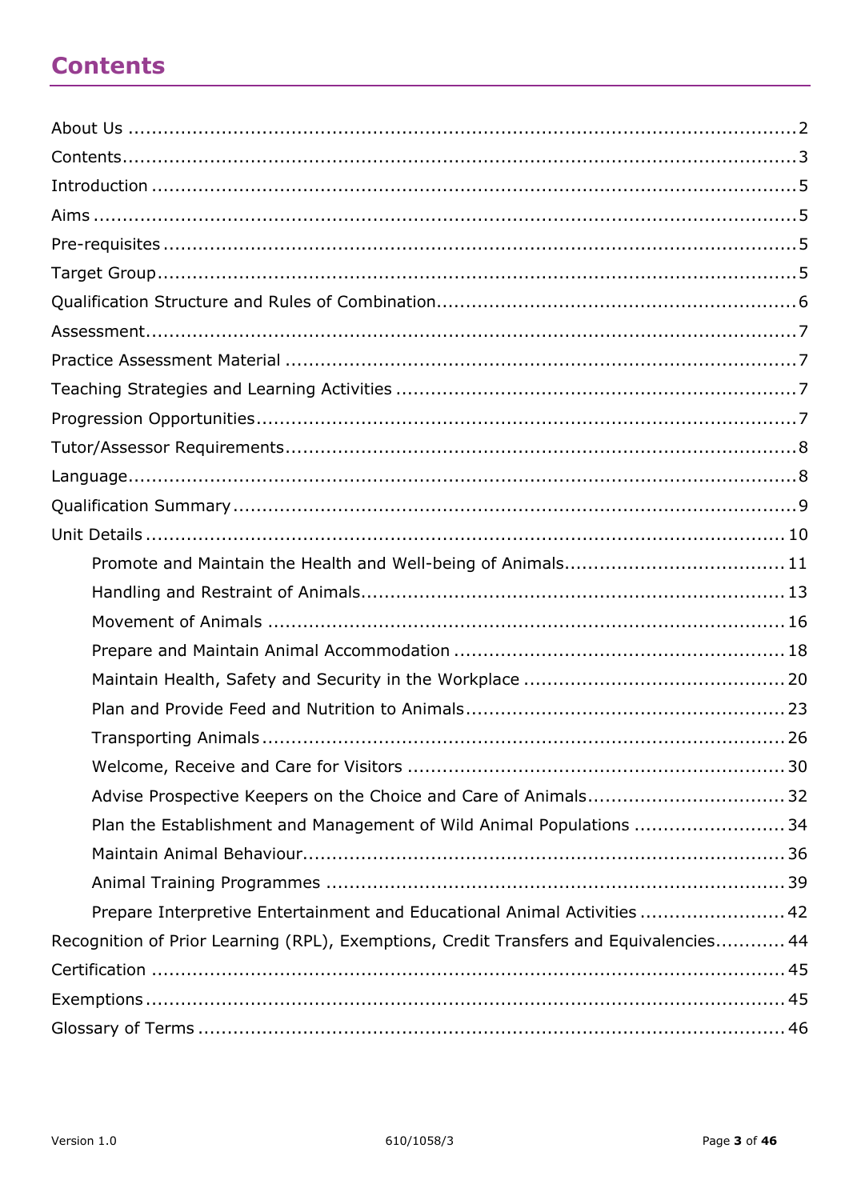# Contents

About Us ....................................................................................................2
Contents.....................................................................................................3
Introduction ...............................................................................................5
Aims ..........................................................................................................5
Pre-requisites .............................................................................................5
Target Group...............................................................................................5
Qualification Structure and Rules of Combination..........................................6
Assessment.................................................................................................7
Practice Assessment Material .......................................................................7
Teaching Strategies and Learning Activities ...................................................7
Progression Opportunities.............................................................................7
Tutor/Assessor Requirements........................................................................8
Language....................................................................................................8
Qualification Summary .................................................................................9
Unit Details ...............................................................................................10

- Promote and Maintain the Health and Well-being of Animals.....................................11
- Handling and Restraint of Animals........................................................................13
- Movement of Animals ........................................................................................16
- Prepare and Maintain Animal Accommodation ........................................................18
- Maintain Health, Safety and Security in the Workplace ............................................20
- Plan and Provide Feed and Nutrition to Animals......................................................23
- Transporting Animals.........................................................................................26
- Welcome, Receive and Care for Visitors ................................................................30
- Advise Prospective Keepers on the Choice and Care of Animals.................................32
- Plan the Establishment and Management of Wild Animal Populations ..........................34
- Maintain Animal Behaviour..................................................................................36
- Animal Training Programmes ..............................................................................39
- Prepare Interpretive Entertainment and Educational Animal Activities .........................42

Recognition of Prior Learning (RPL), Exemptions, Credit Transfers and Equivalencies............44
Certification ..............................................................................................45
Exemptions ...............................................................................................45
Glossary of Terms .......................................................................................46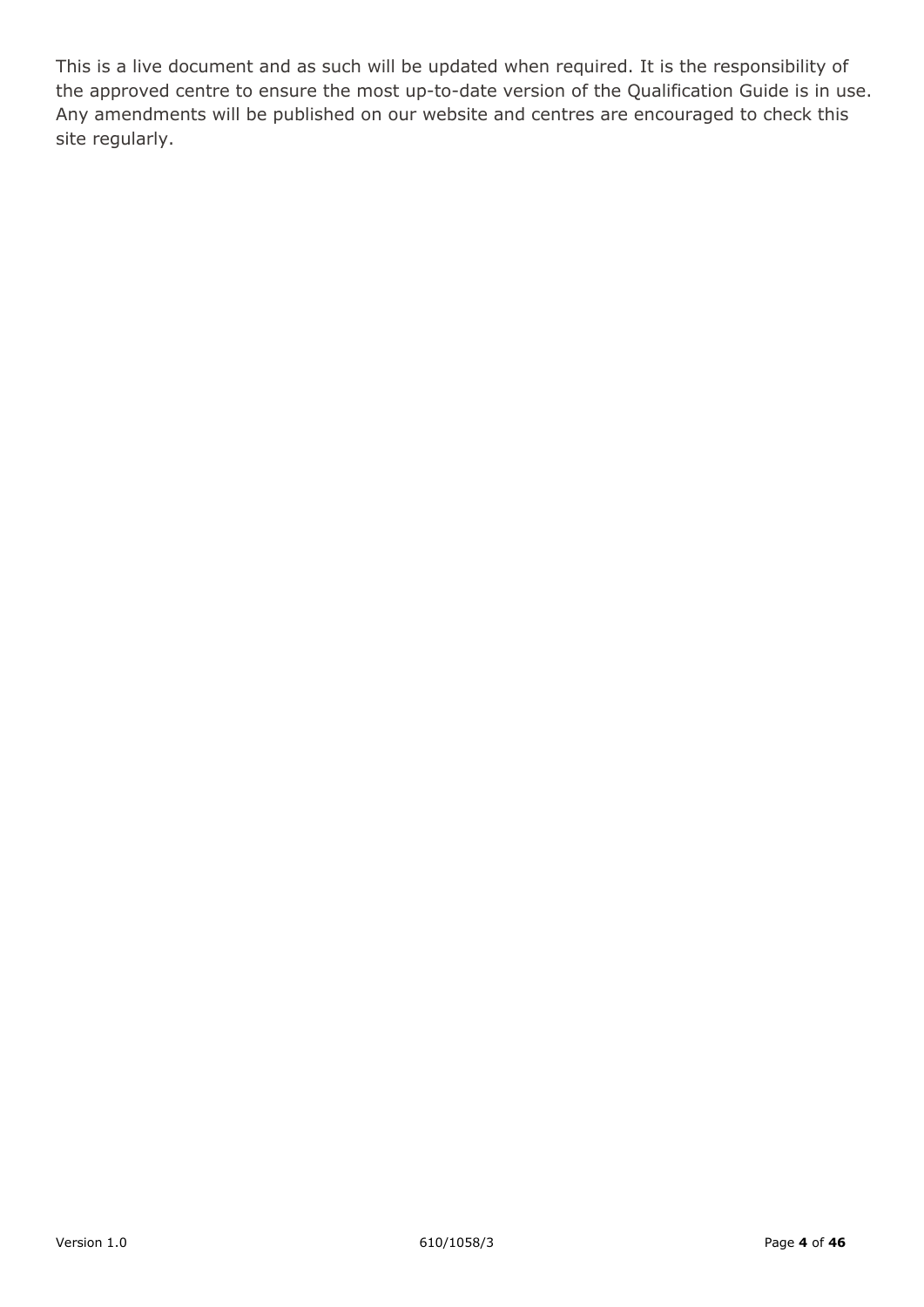This is a live document and as such will be updated when required. It is the responsibility of the approved centre to ensure the most up-to-date version of the Qualification Guide is in use. Any amendments will be published on our website and centres are encouraged to check this site regularly.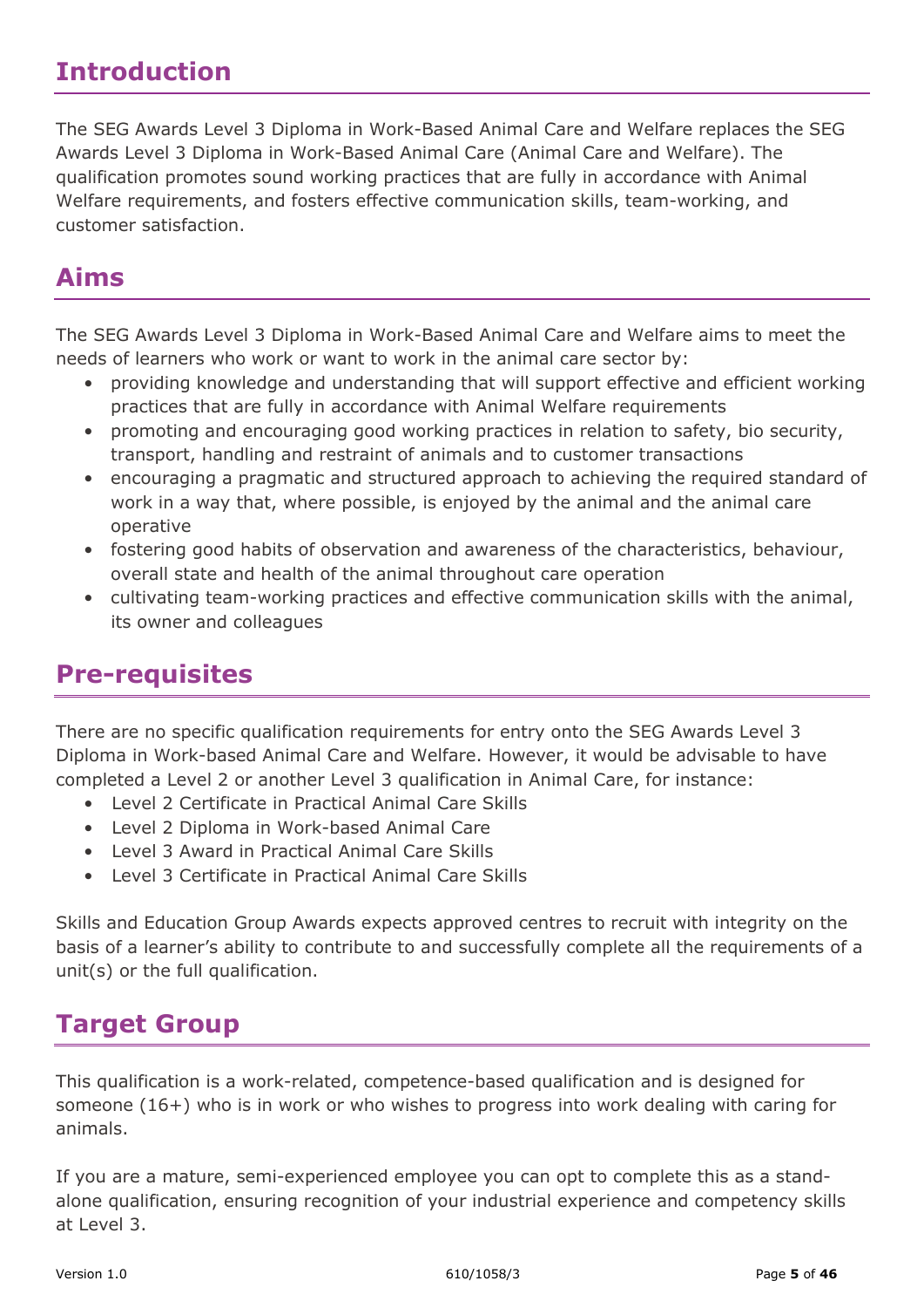## Introduction

The SEG Awards Level 3 Diploma in Work-Based Animal Care and Welfare replaces the SEG Awards Level 3 Diploma in Work-Based Animal Care (Animal Care and Welfare). The qualification promotes sound working practices that are fully in accordance with Animal Welfare requirements, and fosters effective communication skills, team-working, and customer satisfaction.

## Aims

The SEG Awards Level 3 Diploma in Work-Based Animal Care and Welfare aims to meet the needs of learners who work or want to work in the animal care sector by:

- providing knowledge and understanding that will support effective and efficient working practices that are fully in accordance with Animal Welfare requirements
- promoting and encouraging good working practices in relation to safety, bio security, transport, handling and restraint of animals and to customer transactions
- encouraging a pragmatic and structured approach to achieving the required standard of work in a way that, where possible, is enjoyed by the animal and the animal care operative
- fostering good habits of observation and awareness of the characteristics, behaviour, overall state and health of the animal throughout care operation
- cultivating team-working practices and effective communication skills with the animal, its owner and colleagues

## Pre-requisites

There are no specific qualification requirements for entry onto the SEG Awards Level 3 Diploma in Work-based Animal Care and Welfare. However, it would be advisable to have completed a Level 2 or another Level 3 qualification in Animal Care, for instance:

- Level 2 Certificate in Practical Animal Care Skills
- Level 2 Diploma in Work-based Animal Care
- Level 3 Award in Practical Animal Care Skills
- Level 3 Certificate in Practical Animal Care Skills

Skills and Education Group Awards expects approved centres to recruit with integrity on the basis of a learner's ability to contribute to and successfully complete all the requirements of a unit(s) or the full qualification.

## Target Group

This qualification is a work-related, competence-based qualification and is designed for someone (16+) who is in work or who wishes to progress into work dealing with caring for animals.

If you are a mature, semi-experienced employee you can opt to complete this as a stand-alone qualification, ensuring recognition of your industrial experience and competency skills at Level 3.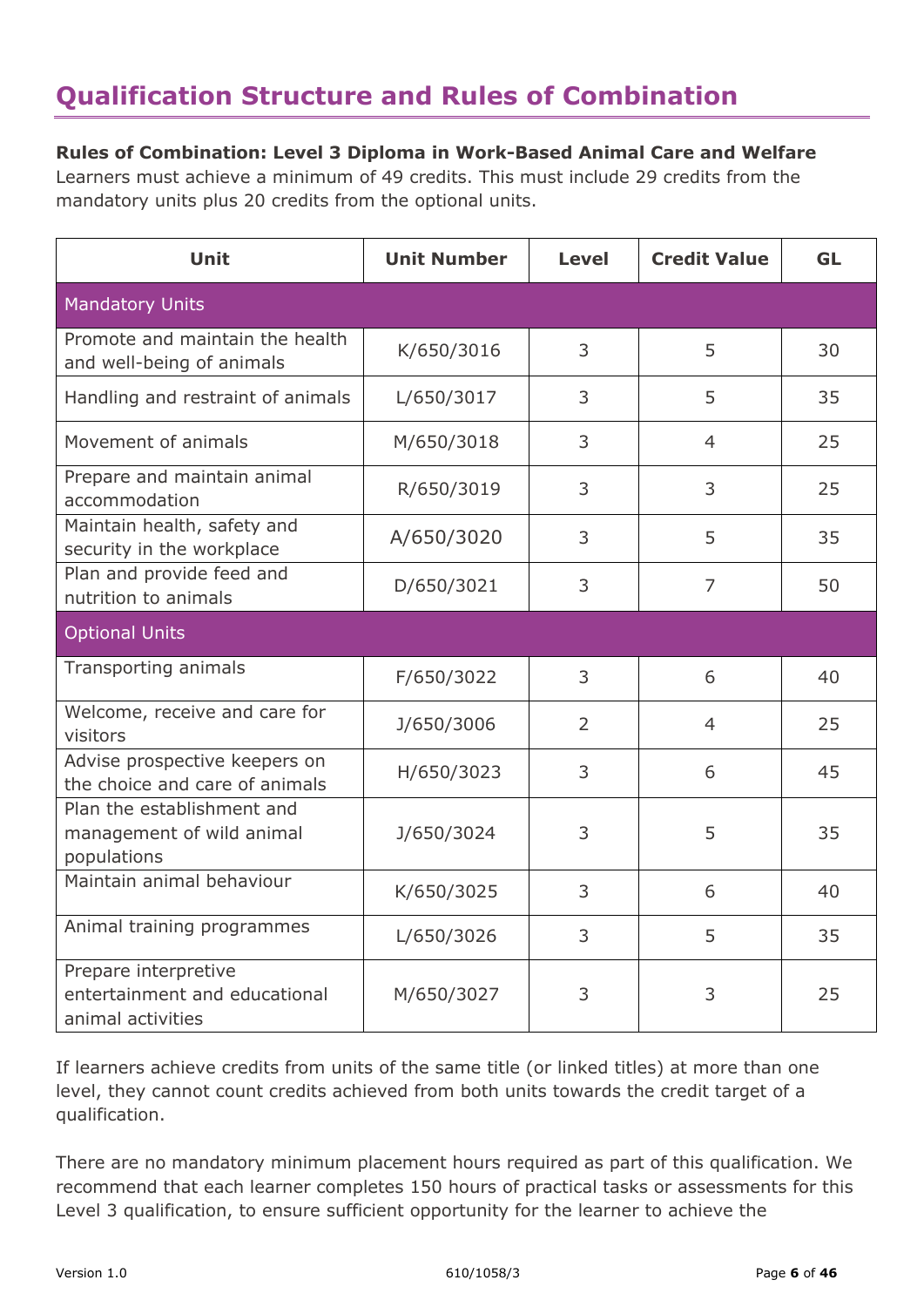# Qualification Structure and Rules of Combination

**Rules of Combination: Level 3 Diploma in Work-Based Animal Care and Welfare**
Learners must achieve a minimum of 49 credits. This must include 29 credits from the mandatory units plus 20 credits from the optional units.

| Unit | Unit Number | Level | Credit Value | GL |
|---|---|---|---|---|
| Mandatory Units | | | | |
| Promote and maintain the health and well-being of animals | K/650/3016 | 3 | 5 | 30 |
| Handling and restraint of animals | L/650/3017 | 3 | 5 | 35 |
| Movement of animals | M/650/3018 | 3 | 4 | 25 |
| Prepare and maintain animal accommodation | R/650/3019 | 3 | 3 | 25 |
| Maintain health, safety and security in the workplace | A/650/3020 | 3 | 5 | 35 |
| Plan and provide feed and nutrition to animals | D/650/3021 | 3 | 7 | 50 |
| Optional Units | | | | |
| Transporting animals | F/650/3022 | 3 | 6 | 40 |
| Welcome, receive and care for visitors | J/650/3006 | 2 | 4 | 25 |
| Advise prospective keepers on the choice and care of animals | H/650/3023 | 3 | 6 | 45 |
| Plan the establishment and management of wild animal populations | J/650/3024 | 3 | 5 | 35 |
| Maintain animal behaviour | K/650/3025 | 3 | 6 | 40 |
| Animal training programmes | L/650/3026 | 3 | 5 | 35 |
| Prepare interpretive entertainment and educational animal activities | M/650/3027 | 3 | 3 | 25 |

If learners achieve credits from units of the same title (or linked titles) at more than one level, they cannot count credits achieved from both units towards the credit target of a qualification.

There are no mandatory minimum placement hours required as part of this qualification. We recommend that each learner completes 150 hours of practical tasks or assessments for this Level 3 qualification, to ensure sufficient opportunity for the learner to achieve the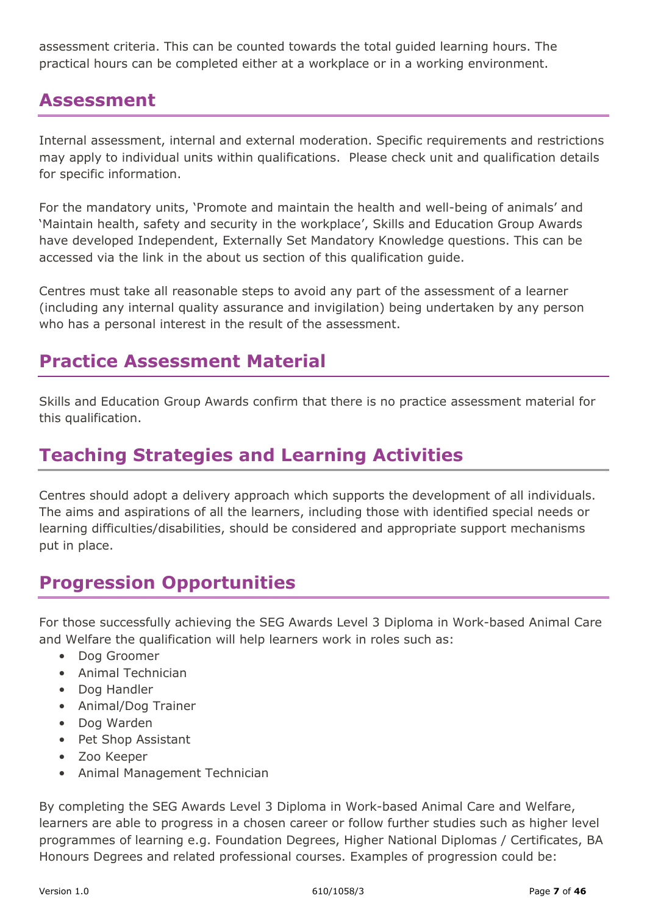assessment criteria. This can be counted towards the total guided learning hours. The practical hours can be completed either at a workplace or in a working environment.

## Assessment

Internal assessment, internal and external moderation. Specific requirements and restrictions may apply to individual units within qualifications. Please check unit and qualification details for specific information.

For the mandatory units, 'Promote and maintain the health and well-being of animals' and 'Maintain health, safety and security in the workplace', Skills and Education Group Awards have developed Independent, Externally Set Mandatory Knowledge questions. This can be accessed via the link in the about us section of this qualification guide.

Centres must take all reasonable steps to avoid any part of the assessment of a learner (including any internal quality assurance and invigilation) being undertaken by any person who has a personal interest in the result of the assessment.

## Practice Assessment Material

Skills and Education Group Awards confirm that there is no practice assessment material for this qualification.

## Teaching Strategies and Learning Activities

Centres should adopt a delivery approach which supports the development of all individuals. The aims and aspirations of all the learners, including those with identified special needs or learning difficulties/disabilities, should be considered and appropriate support mechanisms put in place.

## Progression Opportunities

For those successfully achieving the SEG Awards Level 3 Diploma in Work-based Animal Care and Welfare the qualification will help learners work in roles such as:

- Dog Groomer
- Animal Technician
- Dog Handler
- Animal/Dog Trainer
- Dog Warden
- Pet Shop Assistant
- Zoo Keeper
- Animal Management Technician

By completing the SEG Awards Level 3 Diploma in Work-based Animal Care and Welfare, learners are able to progress in a chosen career or follow further studies such as higher level programmes of learning e.g. Foundation Degrees, Higher National Diplomas / Certificates, BA Honours Degrees and related professional courses. Examples of progression could be: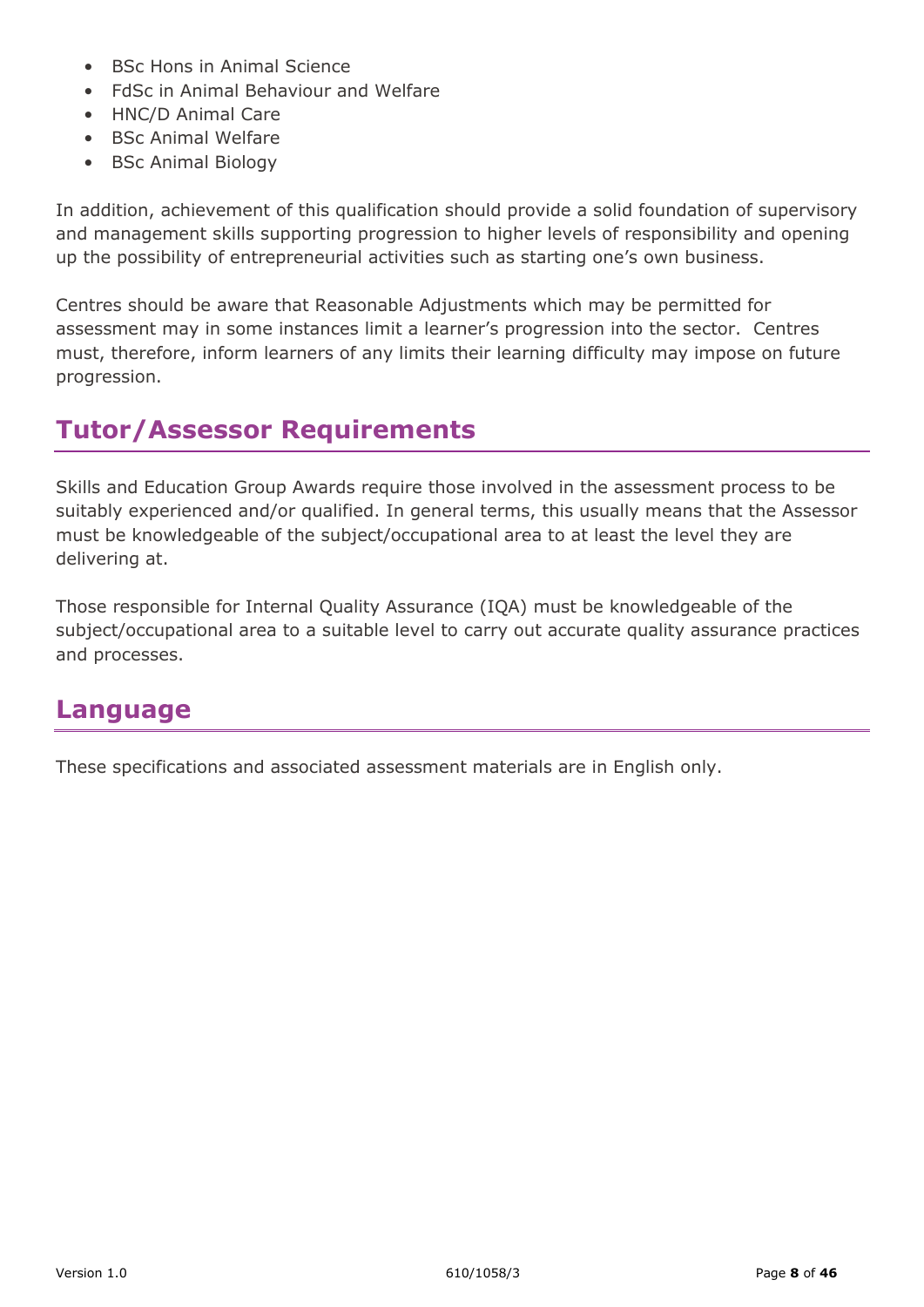- BSc Hons in Animal Science
- FdSc in Animal Behaviour and Welfare
- HNC/D Animal Care
- BSc Animal Welfare
- BSc Animal Biology

In addition, achievement of this qualification should provide a solid foundation of supervisory and management skills supporting progression to higher levels of responsibility and opening up the possibility of entrepreneurial activities such as starting one's own business.

Centres should be aware that Reasonable Adjustments which may be permitted for assessment may in some instances limit a learner's progression into the sector. Centres must, therefore, inform learners of any limits their learning difficulty may impose on future progression.

## Tutor/Assessor Requirements

Skills and Education Group Awards require those involved in the assessment process to be suitably experienced and/or qualified. In general terms, this usually means that the Assessor must be knowledgeable of the subject/occupational area to at least the level they are delivering at.

Those responsible for Internal Quality Assurance (IQA) must be knowledgeable of the subject/occupational area to a suitable level to carry out accurate quality assurance practices and processes.

## Language

These specifications and associated assessment materials are in English only.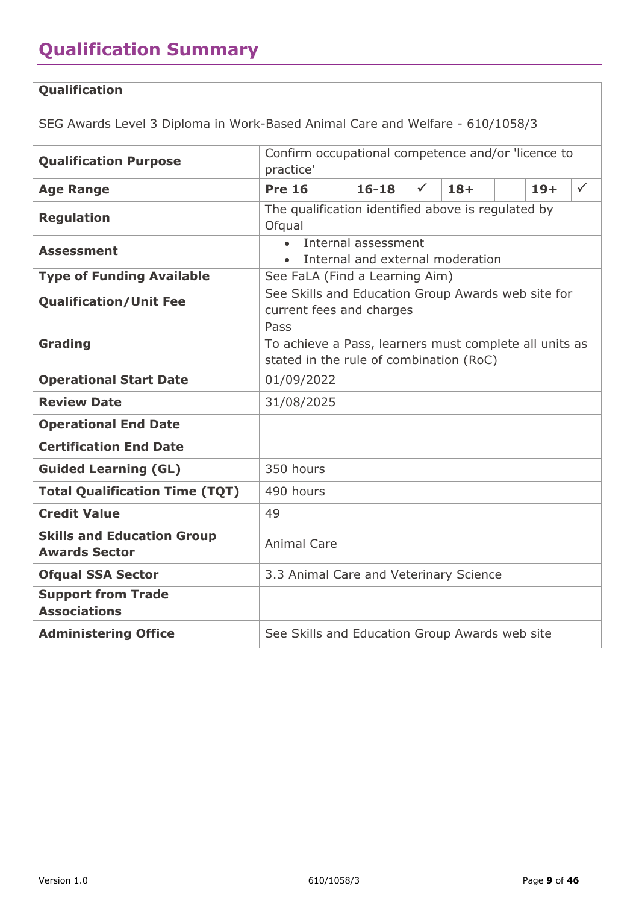# Qualification Summary

| Qualification | | | | | | | | |
|---|---|---|---|---|---|---|---|---|
| SEG Awards Level 3 Diploma in Work-Based Animal Care and Welfare - 610/1058/3 | | | | | | | | |
| **Qualification Purpose** | Confirm occupational competence and/or 'licence to practice' | | | | | | | |
| **Age Range** | **Pre 16** | | **16-18** | ✓ | **18+** | | **19+** | ✓ |
| **Regulation** | The qualification identified above is regulated by Ofqual | | | | | | | |
| **Assessment** | • Internal assessment<br>• Internal and external moderation | | | | | | | |
| **Type of Funding Available** | See FaLA (Find a Learning Aim) | | | | | | | |
| **Qualification/Unit Fee** | See Skills and Education Group Awards web site for current fees and charges | | | | | | | |
| **Grading** | Pass<br>To achieve a Pass, learners must complete all units as stated in the rule of combination (RoC) | | | | | | | |
| **Operational Start Date** | 01/09/2022 | | | | | | | |
| **Review Date** | 31/08/2025 | | | | | | | |
| **Operational End Date** | | | | | | | | |
| **Certification End Date** | | | | | | | | |
| **Guided Learning (GL)** | 350 hours | | | | | | | |
| **Total Qualification Time (TQT)** | 490 hours | | | | | | | |
| **Credit Value** | 49 | | | | | | | |
| **Skills and Education Group Awards Sector** | Animal Care | | | | | | | |
| **Ofqual SSA Sector** | 3.3 Animal Care and Veterinary Science | | | | | | | |
| **Support from Trade Associations** | | | | | | | | |
| **Administering Office** | See Skills and Education Group Awards web site | | | | | | | |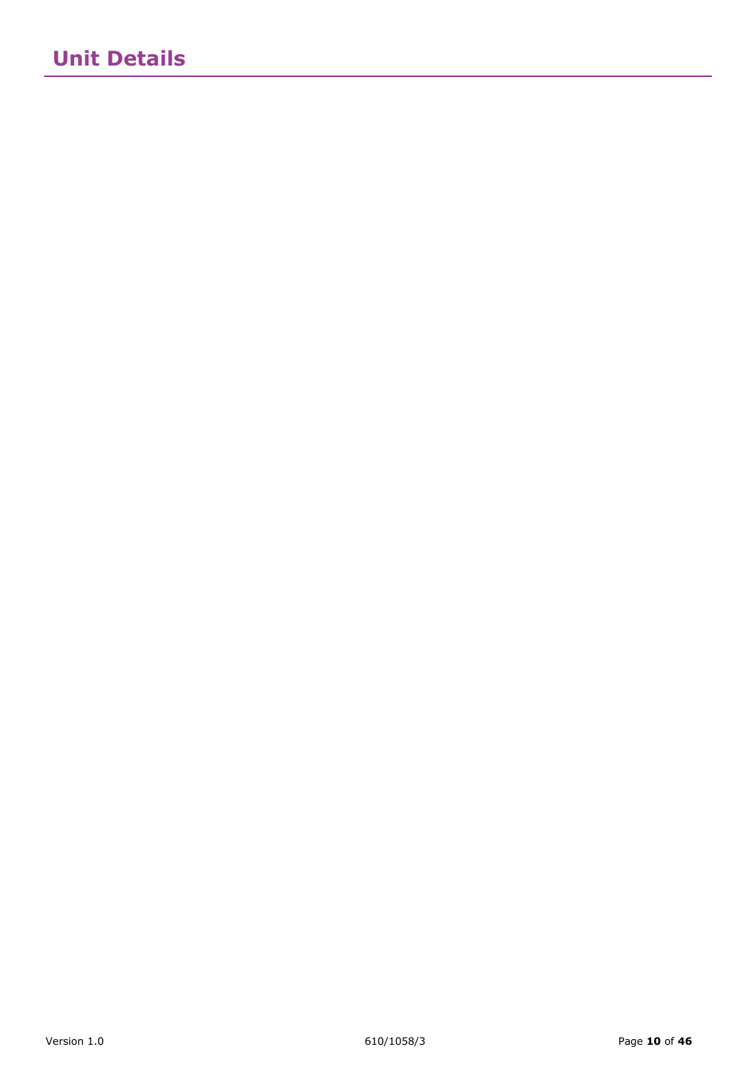# Unit Details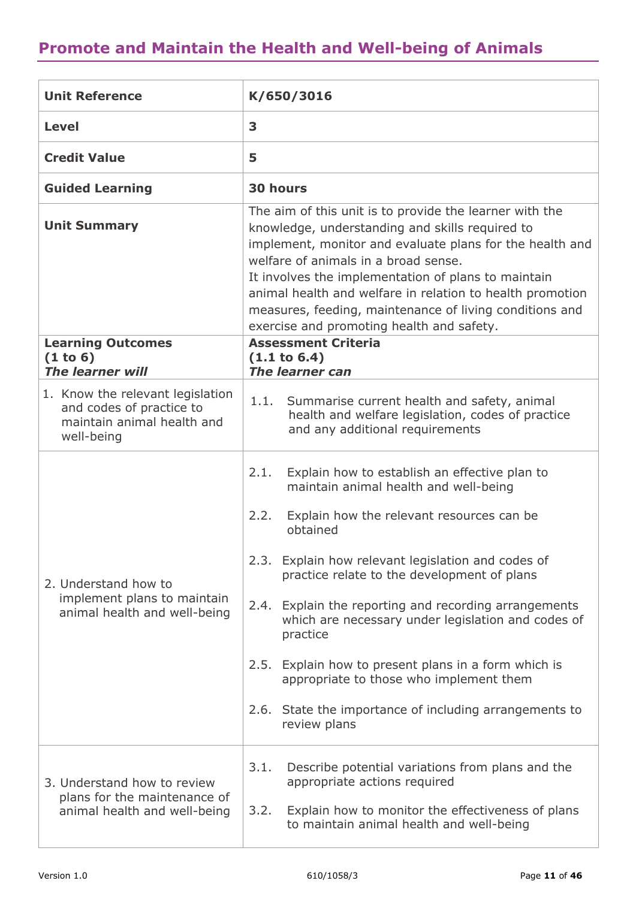## Promote and Maintain the Health and Well-being of Animals

| **Unit Reference** | **K/650/3016** |
|---|---|
| **Level** | **3** |
| **Credit Value** | **5** |
| **Guided Learning** | **30 hours** |
| **Unit Summary** | The aim of this unit is to provide the learner with the knowledge, understanding and skills required to implement, monitor and evaluate plans for the health and welfare of animals in a broad sense.<br>It involves the implementation of plans to maintain animal health and welfare in relation to health promotion measures, feeding, maintenance of living conditions and exercise and promoting health and safety. |
| **Learning Outcomes (1 to 6)** ***The learner will*** | **Assessment Criteria (1.1 to 6.4)** ***The learner can*** |
| 1. Know the relevant legislation and codes of practice to maintain animal health and well-being | 1.1. Summarise current health and safety, animal health and welfare legislation, codes of practice and any additional requirements |
| 2. Understand how to implement plans to maintain animal health and well-being | 2.1. Explain how to establish an effective plan to maintain animal health and well-being<br><br>2.2. Explain how the relevant resources can be obtained<br><br>2.3. Explain how relevant legislation and codes of practice relate to the development of plans<br><br>2.4. Explain the reporting and recording arrangements which are necessary under legislation and codes of practice<br><br>2.5. Explain how to present plans in a form which is appropriate to those who implement them<br><br>2.6. State the importance of including arrangements to review plans |
| 3. Understand how to review plans for the maintenance of animal health and well-being | 3.1. Describe potential variations from plans and the appropriate actions required<br><br>3.2. Explain how to monitor the effectiveness of plans to maintain animal health and well-being |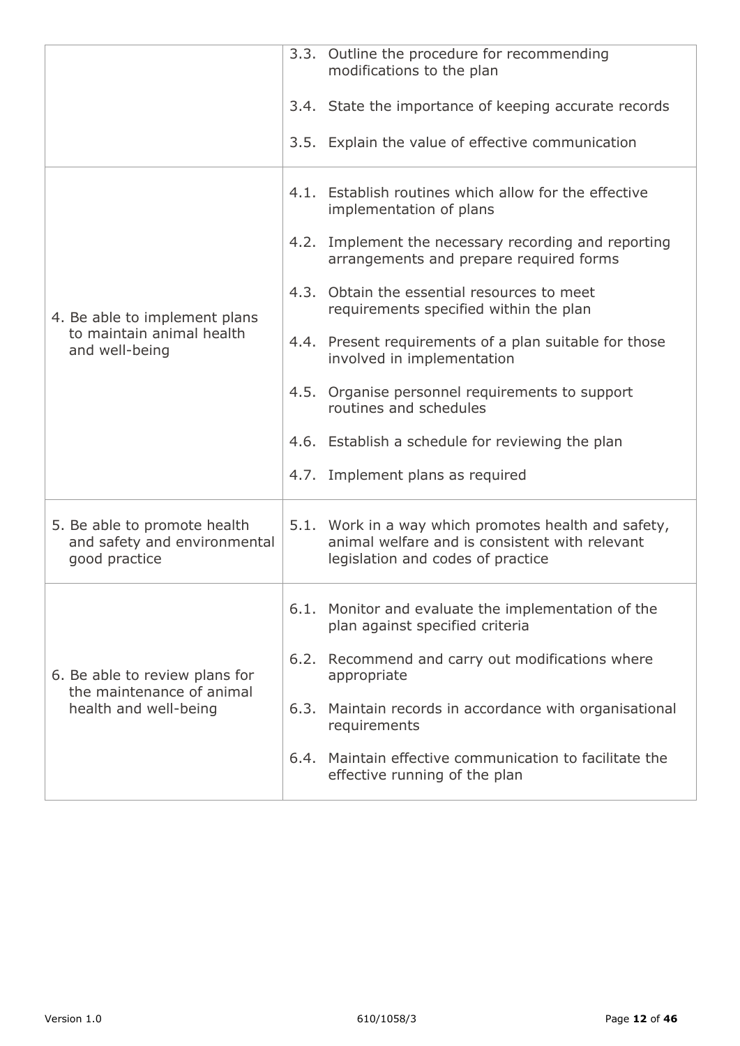| | |
|---|---|
| | 3.3. Outline the procedure for recommending modifications to the plan<br><br>3.4. State the importance of keeping accurate records<br><br>3.5. Explain the value of effective communication |
| 4. Be able to implement plans to maintain animal health and well-being | 4.1. Establish routines which allow for the effective implementation of plans<br><br>4.2. Implement the necessary recording and reporting arrangements and prepare required forms<br><br>4.3. Obtain the essential resources to meet requirements specified within the plan<br><br>4.4. Present requirements of a plan suitable for those involved in implementation<br><br>4.5. Organise personnel requirements to support routines and schedules<br><br>4.6. Establish a schedule for reviewing the plan<br><br>4.7. Implement plans as required |
| 5. Be able to promote health and safety and environmental good practice | 5.1. Work in a way which promotes health and safety, animal welfare and is consistent with relevant legislation and codes of practice |
| 6. Be able to review plans for the maintenance of animal health and well-being | 6.1. Monitor and evaluate the implementation of the plan against specified criteria<br><br>6.2. Recommend and carry out modifications where appropriate<br><br>6.3. Maintain records in accordance with organisational requirements<br><br>6.4. Maintain effective communication to facilitate the effective running of the plan |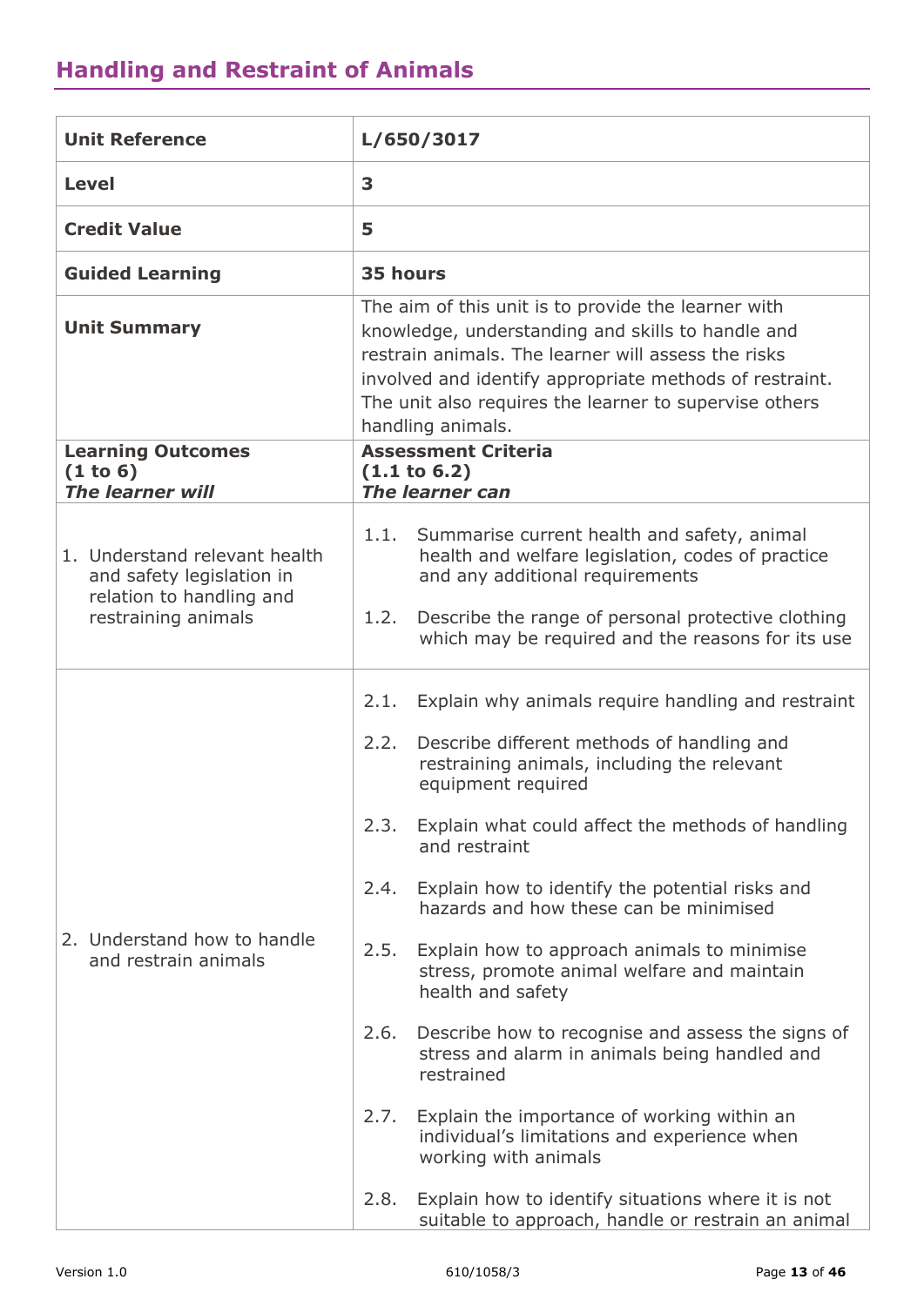## Handling and Restraint of Animals

| **Unit Reference** | **L/650/3017** |
|---|---|
| **Level** | **3** |
| **Credit Value** | **5** |
| **Guided Learning** | **35 hours** |
| **Unit Summary** | The aim of this unit is to provide the learner with knowledge, understanding and skills to handle and restrain animals. The learner will assess the risks involved and identify appropriate methods of restraint. The unit also requires the learner to supervise others handling animals. |
| **Learning Outcomes (1 to 6)** ***The learner will*** | **Assessment Criteria (1.1 to 6.2)** ***The learner can*** |
| 1. Understand relevant health and safety legislation in relation to handling and restraining animals | 1.1. Summarise current health and safety, animal health and welfare legislation, codes of practice and any additional requirements<br><br>1.2. Describe the range of personal protective clothing which may be required and the reasons for its use |
| 2. Understand how to handle and restrain animals | 2.1. Explain why animals require handling and restraint<br><br>2.2. Describe different methods of handling and restraining animals, including the relevant equipment required<br><br>2.3. Explain what could affect the methods of handling and restraint<br><br>2.4. Explain how to identify the potential risks and hazards and how these can be minimised<br><br>2.5. Explain how to approach animals to minimise stress, promote animal welfare and maintain health and safety<br><br>2.6. Describe how to recognise and assess the signs of stress and alarm in animals being handled and restrained<br><br>2.7. Explain the importance of working within an individual's limitations and experience when working with animals<br><br>2.8. Explain how to identify situations where it is not suitable to approach, handle or restrain an animal |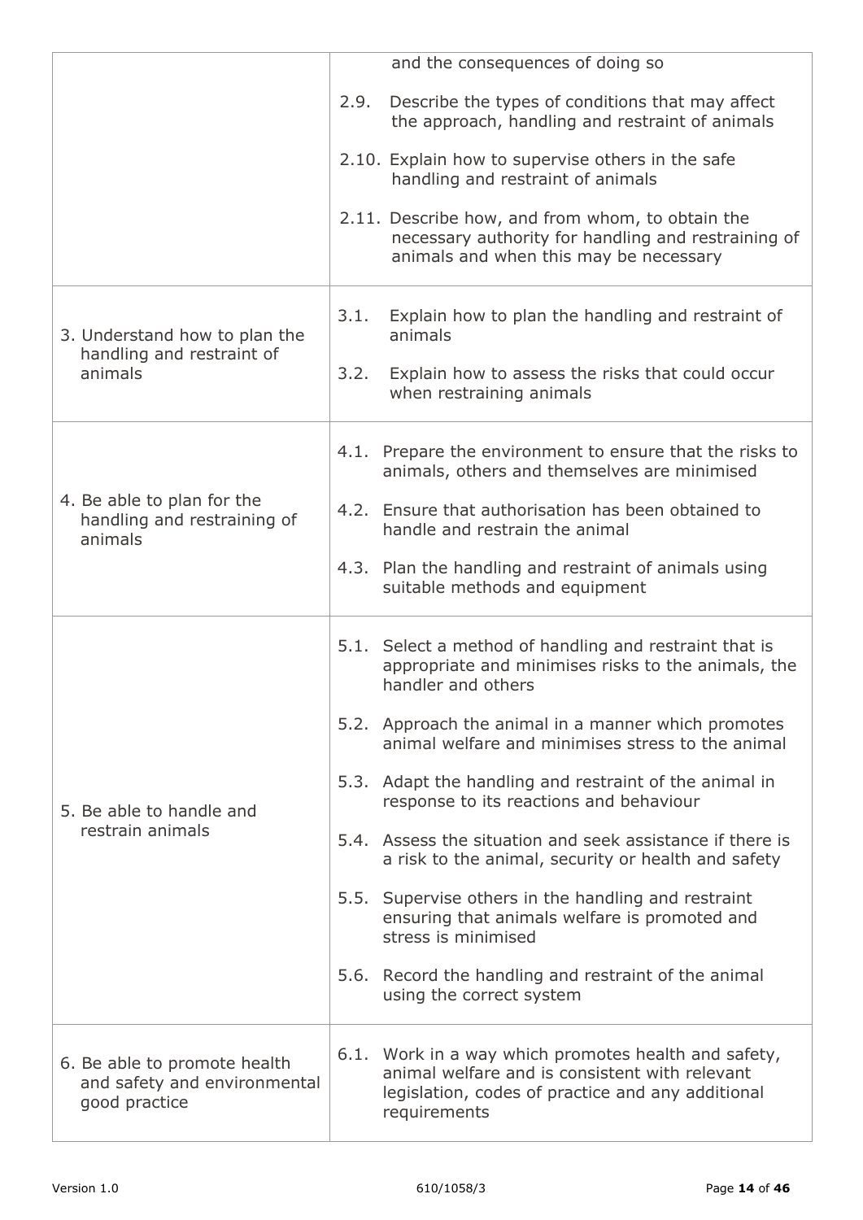| | |
|---|---|
| | and the consequences of doing so<br><br>2.9. Describe the types of conditions that may affect the approach, handling and restraint of animals<br><br>2.10. Explain how to supervise others in the safe handling and restraint of animals<br><br>2.11. Describe how, and from whom, to obtain the necessary authority for handling and restraining of animals and when this may be necessary |
| 3. Understand how to plan the handling and restraint of animals | 3.1. Explain how to plan the handling and restraint of animals<br><br>3.2. Explain how to assess the risks that could occur when restraining animals |
| 4. Be able to plan for the handling and restraining of animals | 4.1. Prepare the environment to ensure that the risks to animals, others and themselves are minimised<br><br>4.2. Ensure that authorisation has been obtained to handle and restrain the animal<br><br>4.3. Plan the handling and restraint of animals using suitable methods and equipment |
| 5. Be able to handle and restrain animals | 5.1. Select a method of handling and restraint that is appropriate and minimises risks to the animals, the handler and others<br><br>5.2. Approach the animal in a manner which promotes animal welfare and minimises stress to the animal<br><br>5.3. Adapt the handling and restraint of the animal in response to its reactions and behaviour<br><br>5.4. Assess the situation and seek assistance if there is a risk to the animal, security or health and safety<br><br>5.5. Supervise others in the handling and restraint ensuring that animals welfare is promoted and stress is minimised<br><br>5.6. Record the handling and restraint of the animal using the correct system |
| 6. Be able to promote health and safety and environmental good practice | 6.1. Work in a way which promotes health and safety, animal welfare and is consistent with relevant legislation, codes of practice and any additional requirements |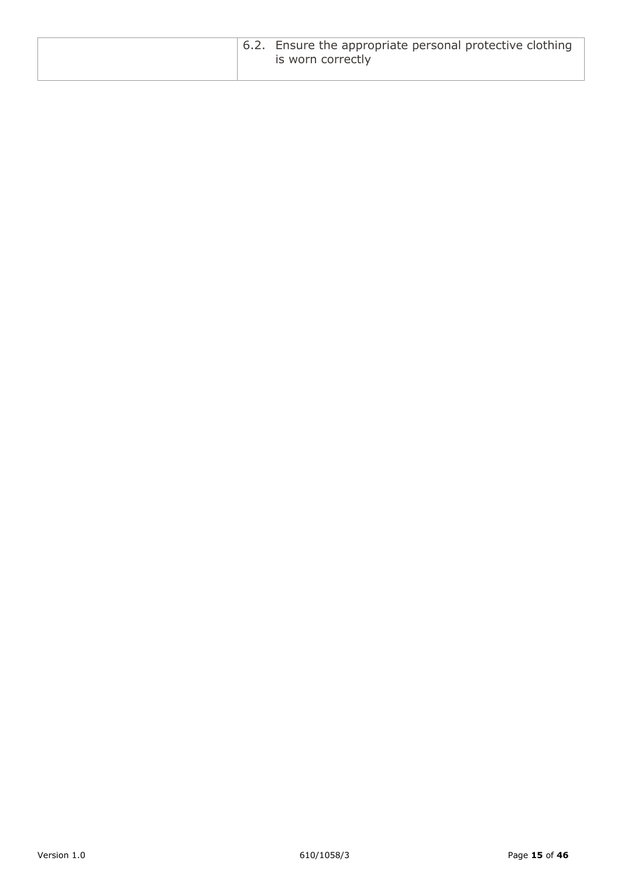|  |  |
|---|---|
|  | 6.2. Ensure the appropriate personal protective clothing is worn correctly |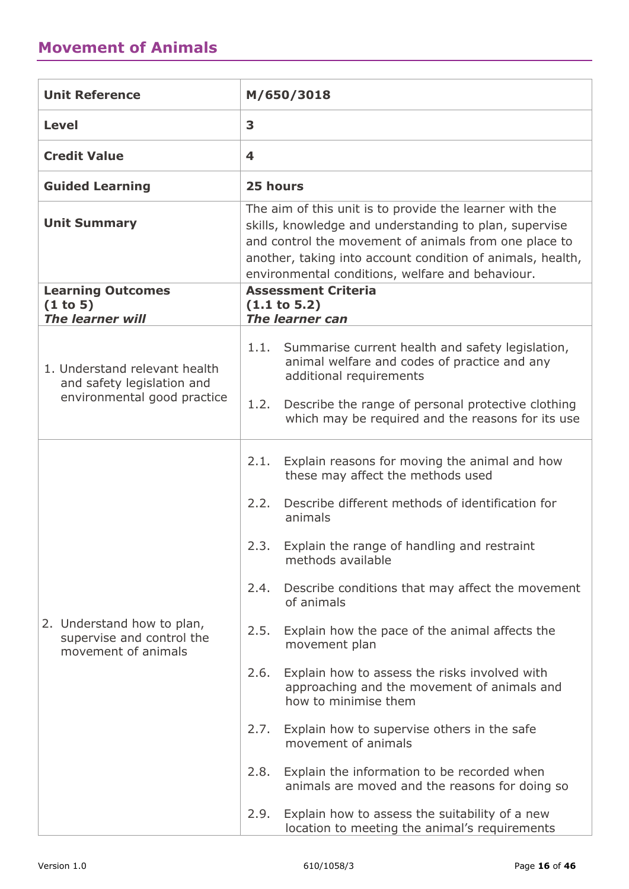## Movement of Animals

| **Unit Reference** | **M/650/3018** |
|---|---|
| **Level** | **3** |
| **Credit Value** | **4** |
| **Guided Learning** | **25 hours** |
| **Unit Summary** | The aim of this unit is to provide the learner with the skills, knowledge and understanding to plan, supervise and control the movement of animals from one place to another, taking into account condition of animals, health, environmental conditions, welfare and behaviour. |
| **Learning Outcomes (1 to 5)** ***The learner will*** | **Assessment Criteria (1.1 to 5.2)** ***The learner can*** |
| 1. Understand relevant health and safety legislation and environmental good practice | 1.1. Summarise current health and safety legislation, animal welfare and codes of practice and any additional requirements<br><br>1.2. Describe the range of personal protective clothing which may be required and the reasons for its use |
| 2. Understand how to plan, supervise and control the movement of animals | 2.1. Explain reasons for moving the animal and how these may affect the methods used<br><br>2.2. Describe different methods of identification for animals<br><br>2.3. Explain the range of handling and restraint methods available<br><br>2.4. Describe conditions that may affect the movement of animals<br><br>2.5. Explain how the pace of the animal affects the movement plan<br><br>2.6. Explain how to assess the risks involved with approaching and the movement of animals and how to minimise them<br><br>2.7. Explain how to supervise others in the safe movement of animals<br><br>2.8. Explain the information to be recorded when animals are moved and the reasons for doing so<br><br>2.9. Explain how to assess the suitability of a new location to meeting the animal's requirements |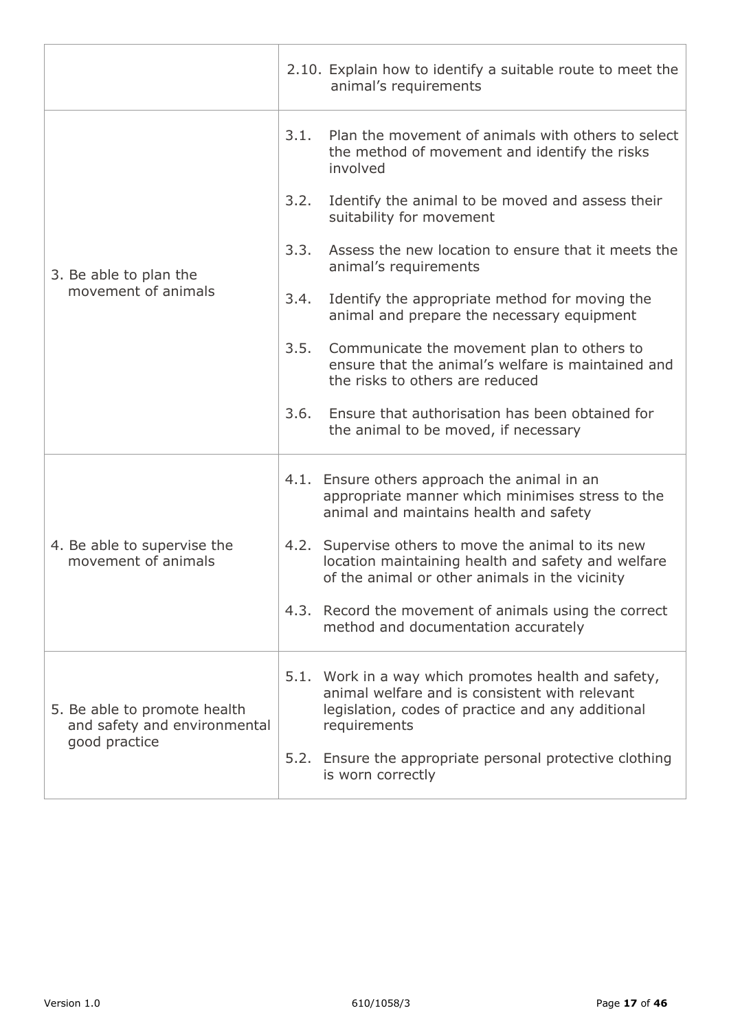| | |
|---|---|
| | 2.10. Explain how to identify a suitable route to meet the animal's requirements |
| 3. Be able to plan the movement of animals | 3.1. Plan the movement of animals with others to select the method of movement and identify the risks involved<br><br>3.2. Identify the animal to be moved and assess their suitability for movement<br><br>3.3. Assess the new location to ensure that it meets the animal's requirements<br><br>3.4. Identify the appropriate method for moving the animal and prepare the necessary equipment<br><br>3.5. Communicate the movement plan to others to ensure that the animal's welfare is maintained and the risks to others are reduced<br><br>3.6. Ensure that authorisation has been obtained for the animal to be moved, if necessary |
| 4. Be able to supervise the movement of animals | 4.1. Ensure others approach the animal in an appropriate manner which minimises stress to the animal and maintains health and safety<br><br>4.2. Supervise others to move the animal to its new location maintaining health and safety and welfare of the animal or other animals in the vicinity<br><br>4.3. Record the movement of animals using the correct method and documentation accurately |
| 5. Be able to promote health and safety and environmental good practice | 5.1. Work in a way which promotes health and safety, animal welfare and is consistent with relevant legislation, codes of practice and any additional requirements<br><br>5.2. Ensure the appropriate personal protective clothing is worn correctly |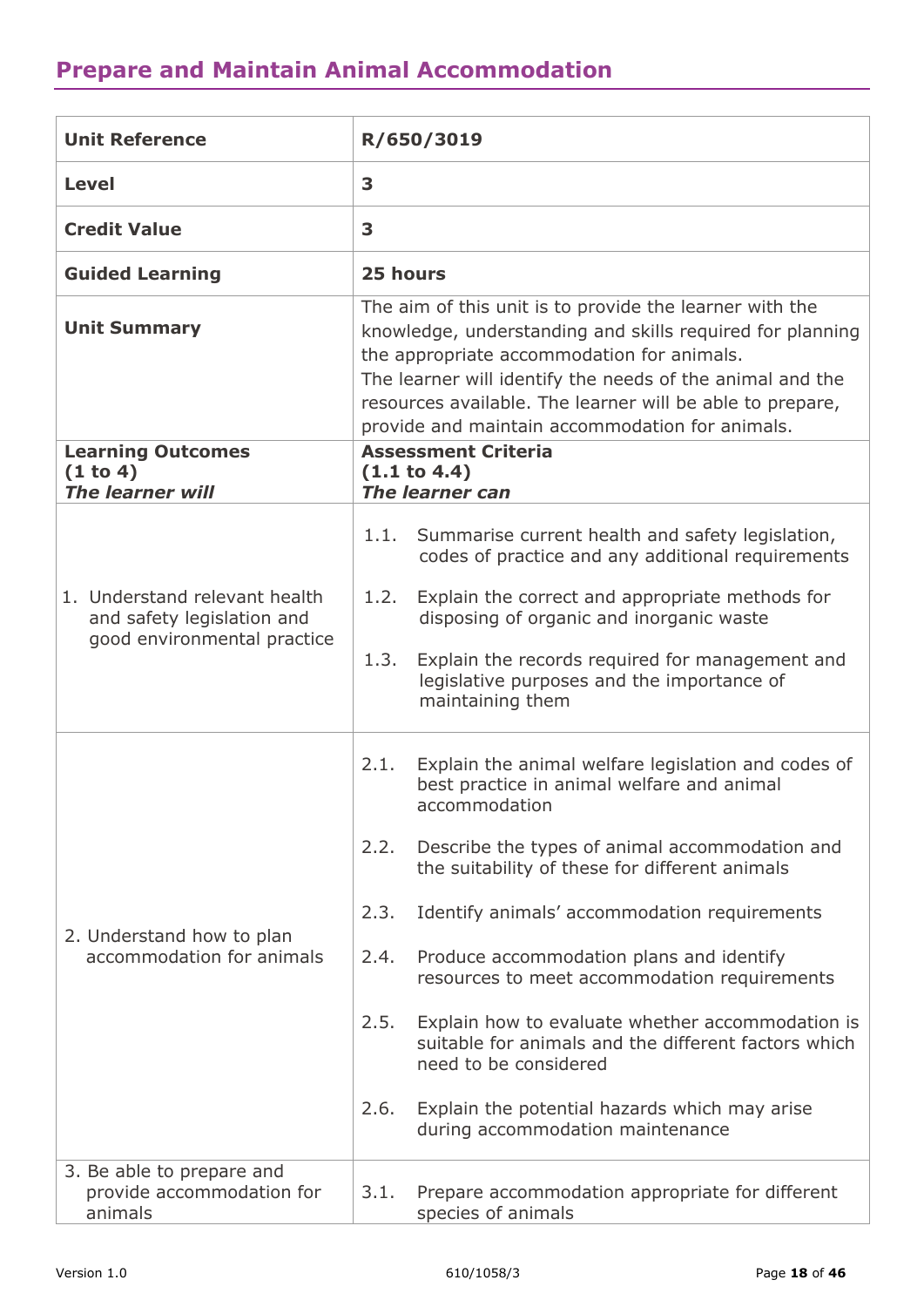## Prepare and Maintain Animal Accommodation

| **Unit Reference** | **R/650/3019** |
|---|---|
| **Level** | **3** |
| **Credit Value** | **3** |
| **Guided Learning** | **25 hours** |
| **Unit Summary** | The aim of this unit is to provide the learner with the knowledge, understanding and skills required for planning the appropriate accommodation for animals.<br>The learner will identify the needs of the animal and the resources available. The learner will be able to prepare, provide and maintain accommodation for animals. |
| **Learning Outcomes (1 to 4)** ***The learner will*** | **Assessment Criteria (1.1 to 4.4)** ***The learner can*** |
| 1. Understand relevant health and safety legislation and good environmental practice | 1.1. Summarise current health and safety legislation, codes of practice and any additional requirements<br><br>1.2. Explain the correct and appropriate methods for disposing of organic and inorganic waste<br><br>1.3. Explain the records required for management and legislative purposes and the importance of maintaining them |
| 2. Understand how to plan accommodation for animals | 2.1. Explain the animal welfare legislation and codes of best practice in animal welfare and animal accommodation<br><br>2.2. Describe the types of animal accommodation and the suitability of these for different animals<br><br>2.3. Identify animals' accommodation requirements<br><br>2.4. Produce accommodation plans and identify resources to meet accommodation requirements<br><br>2.5. Explain how to evaluate whether accommodation is suitable for animals and the different factors which need to be considered<br><br>2.6. Explain the potential hazards which may arise during accommodation maintenance |
| 3. Be able to prepare and provide accommodation for animals | 3.1. Prepare accommodation appropriate for different species of animals |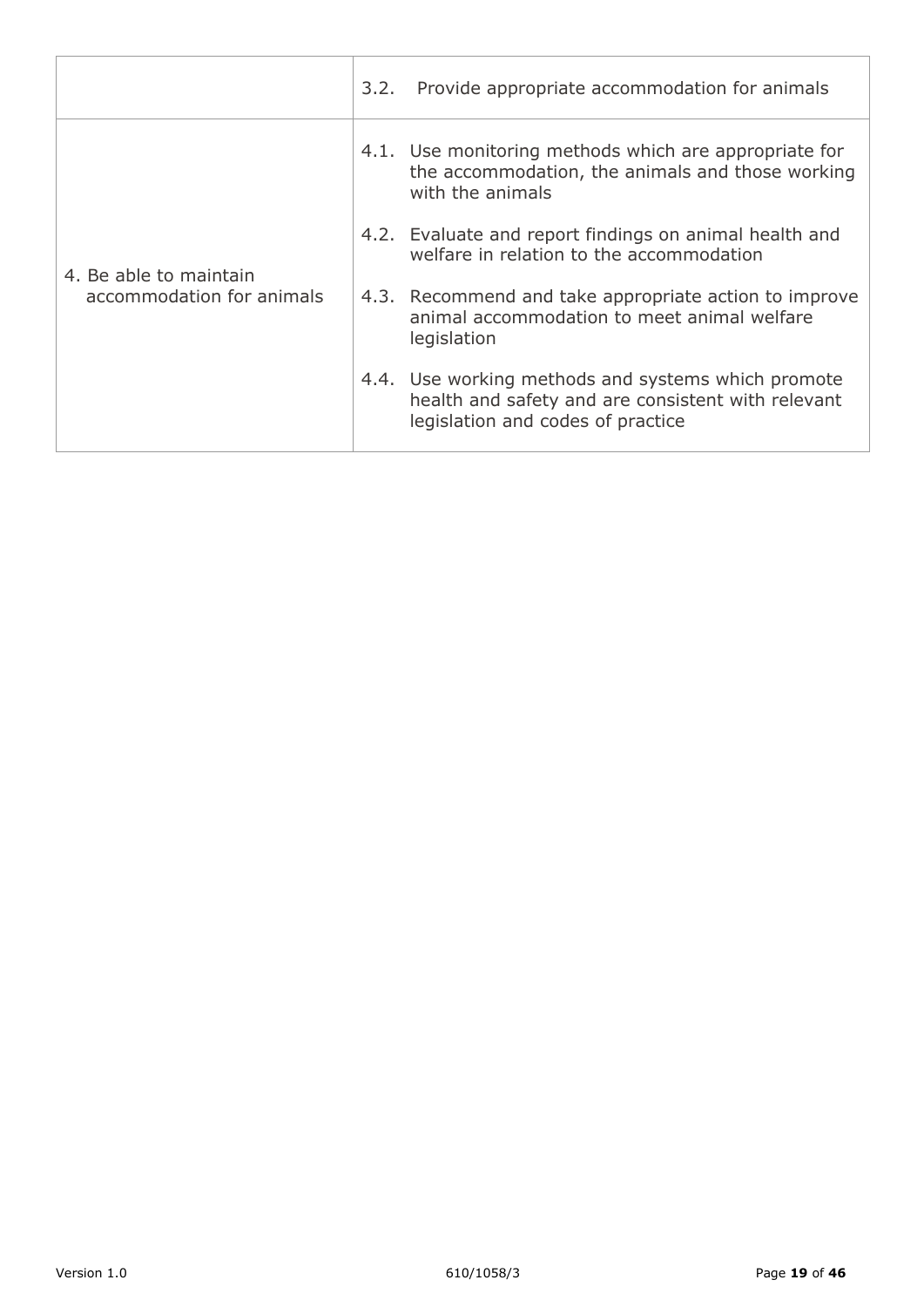| | |
|---|---|
| | 3.2. Provide appropriate accommodation for animals |
| 4. Be able to maintain accommodation for animals | 4.1. Use monitoring methods which are appropriate for the accommodation, the animals and those working with the animals<br><br>4.2. Evaluate and report findings on animal health and welfare in relation to the accommodation<br><br>4.3. Recommend and take appropriate action to improve animal accommodation to meet animal welfare legislation<br><br>4.4. Use working methods and systems which promote health and safety and are consistent with relevant legislation and codes of practice |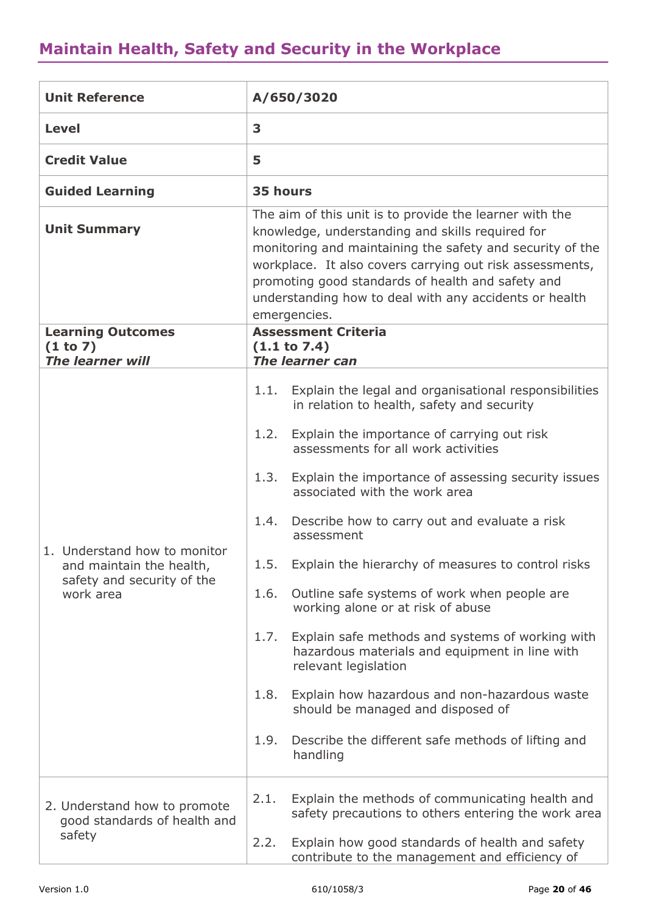## Maintain Health, Safety and Security in the Workplace

| **Unit Reference** | **A/650/3020** |
|---|---|
| **Level** | **3** |
| **Credit Value** | **5** |
| **Guided Learning** | **35 hours** |
| **Unit Summary** | The aim of this unit is to provide the learner with the knowledge, understanding and skills required for monitoring and maintaining the safety and security of the workplace. It also covers carrying out risk assessments, promoting good standards of health and safety and understanding how to deal with any accidents or health emergencies. |
| **Learning Outcomes (1 to 7)** ***The learner will*** | **Assessment Criteria (1.1 to 7.4)** ***The learner can*** |
| 1. Understand how to monitor and maintain the health, safety and security of the work area | 1.1. Explain the legal and organisational responsibilities in relation to health, safety and security<br>1.2. Explain the importance of carrying out risk assessments for all work activities<br>1.3. Explain the importance of assessing security issues associated with the work area<br>1.4. Describe how to carry out and evaluate a risk assessment<br>1.5. Explain the hierarchy of measures to control risks<br>1.6. Outline safe systems of work when people are working alone or at risk of abuse<br>1.7. Explain safe methods and systems of working with hazardous materials and equipment in line with relevant legislation<br>1.8. Explain how hazardous and non-hazardous waste should be managed and disposed of<br>1.9. Describe the different safe methods of lifting and handling |
| 2. Understand how to promote good standards of health and safety | 2.1. Explain the methods of communicating health and safety precautions to others entering the work area<br>2.2. Explain how good standards of health and safety contribute to the management and efficiency of |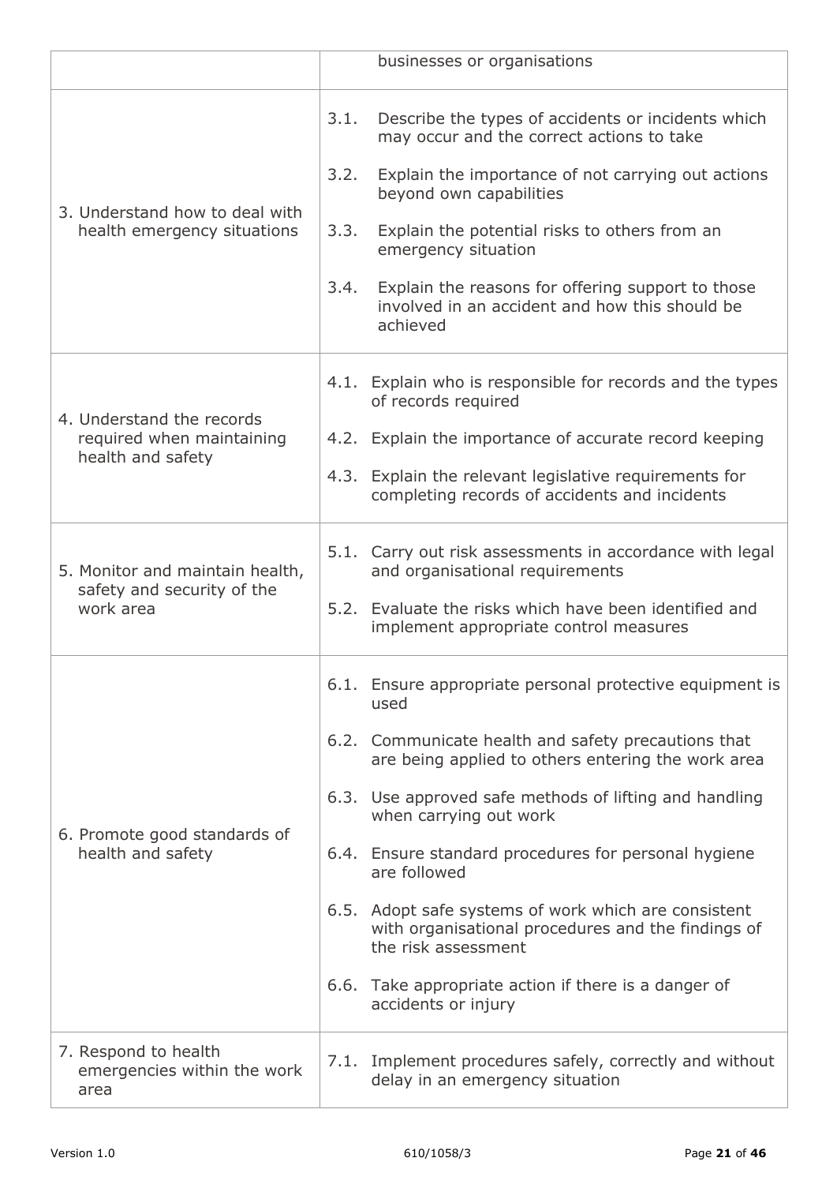| | |
|---|---|
| | businesses or organisations |
| 3. Understand how to deal with health emergency situations | 3.1. Describe the types of accidents or incidents which may occur and the correct actions to take<br>3.2. Explain the importance of not carrying out actions beyond own capabilities<br>3.3. Explain the potential risks to others from an emergency situation<br>3.4. Explain the reasons for offering support to those involved in an accident and how this should be achieved |
| 4. Understand the records required when maintaining health and safety | 4.1. Explain who is responsible for records and the types of records required<br>4.2. Explain the importance of accurate record keeping<br>4.3. Explain the relevant legislative requirements for completing records of accidents and incidents |
| 5. Monitor and maintain health, safety and security of the work area | 5.1. Carry out risk assessments in accordance with legal and organisational requirements<br>5.2. Evaluate the risks which have been identified and implement appropriate control measures |
| 6. Promote good standards of health and safety | 6.1. Ensure appropriate personal protective equipment is used<br>6.2. Communicate health and safety precautions that are being applied to others entering the work area<br>6.3. Use approved safe methods of lifting and handling when carrying out work<br>6.4. Ensure standard procedures for personal hygiene are followed<br>6.5. Adopt safe systems of work which are consistent with organisational procedures and the findings of the risk assessment<br>6.6. Take appropriate action if there is a danger of accidents or injury |
| 7. Respond to health emergencies within the work area | 7.1. Implement procedures safely, correctly and without delay in an emergency situation |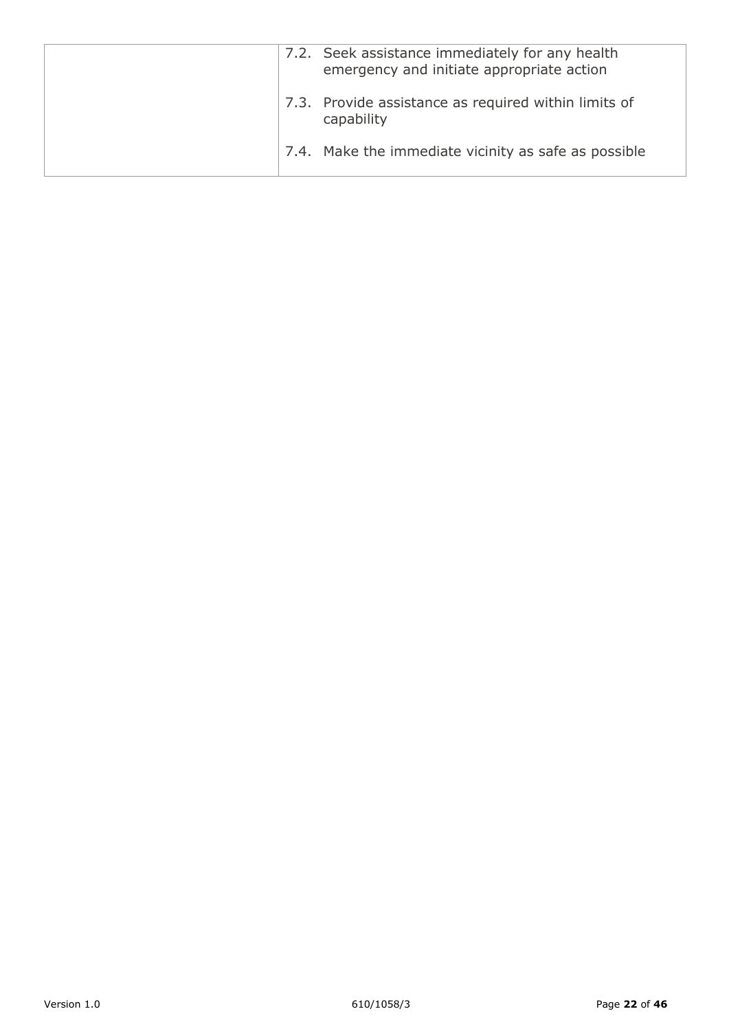| | |
|---|---|
| | 7.2. Seek assistance immediately for any health emergency and initiate appropriate action<br><br>7.3. Provide assistance as required within limits of capability<br><br>7.4. Make the immediate vicinity as safe as possible |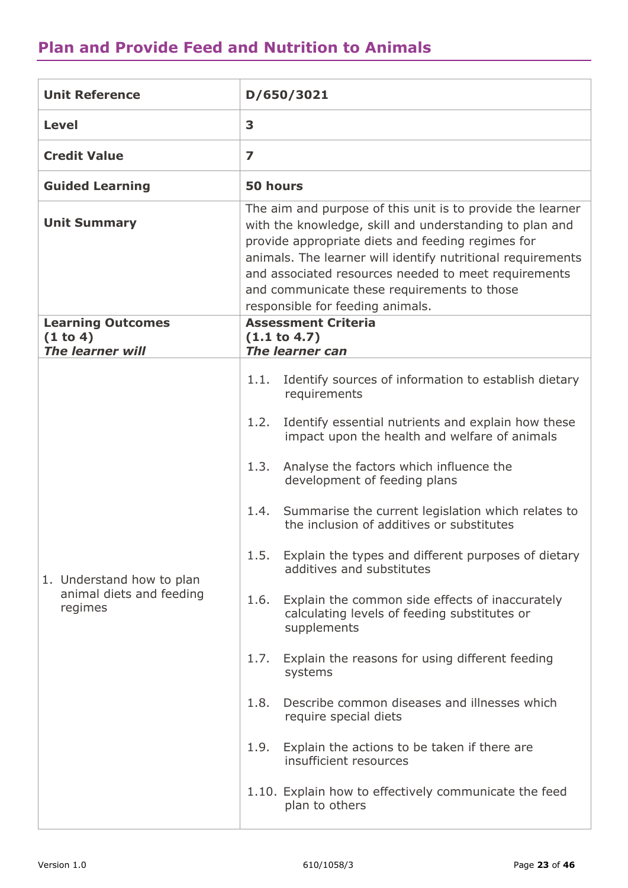## Plan and Provide Feed and Nutrition to Animals

| **Unit Reference** | **D/650/3021** |
|---|---|
| **Level** | **3** |
| **Credit Value** | **7** |
| **Guided Learning** | **50 hours** |
| **Unit Summary** | The aim and purpose of this unit is to provide the learner with the knowledge, skill and understanding to plan and provide appropriate diets and feeding regimes for animals. The learner will identify nutritional requirements and associated resources needed to meet requirements and communicate these requirements to those responsible for feeding animals. |
| **Learning Outcomes (1 to 4)** ***The learner will*** | **Assessment Criteria (1.1 to 4.7)** ***The learner can*** |
| 1. Understand how to plan animal diets and feeding regimes | 1.1. Identify sources of information to establish dietary requirements<br><br>1.2. Identify essential nutrients and explain how these impact upon the health and welfare of animals<br><br>1.3. Analyse the factors which influence the development of feeding plans<br><br>1.4. Summarise the current legislation which relates to the inclusion of additives or substitutes<br><br>1.5. Explain the types and different purposes of dietary additives and substitutes<br><br>1.6. Explain the common side effects of inaccurately calculating levels of feeding substitutes or supplements<br><br>1.7. Explain the reasons for using different feeding systems<br><br>1.8. Describe common diseases and illnesses which require special diets<br><br>1.9. Explain the actions to be taken if there are insufficient resources<br><br>1.10. Explain how to effectively communicate the feed plan to others |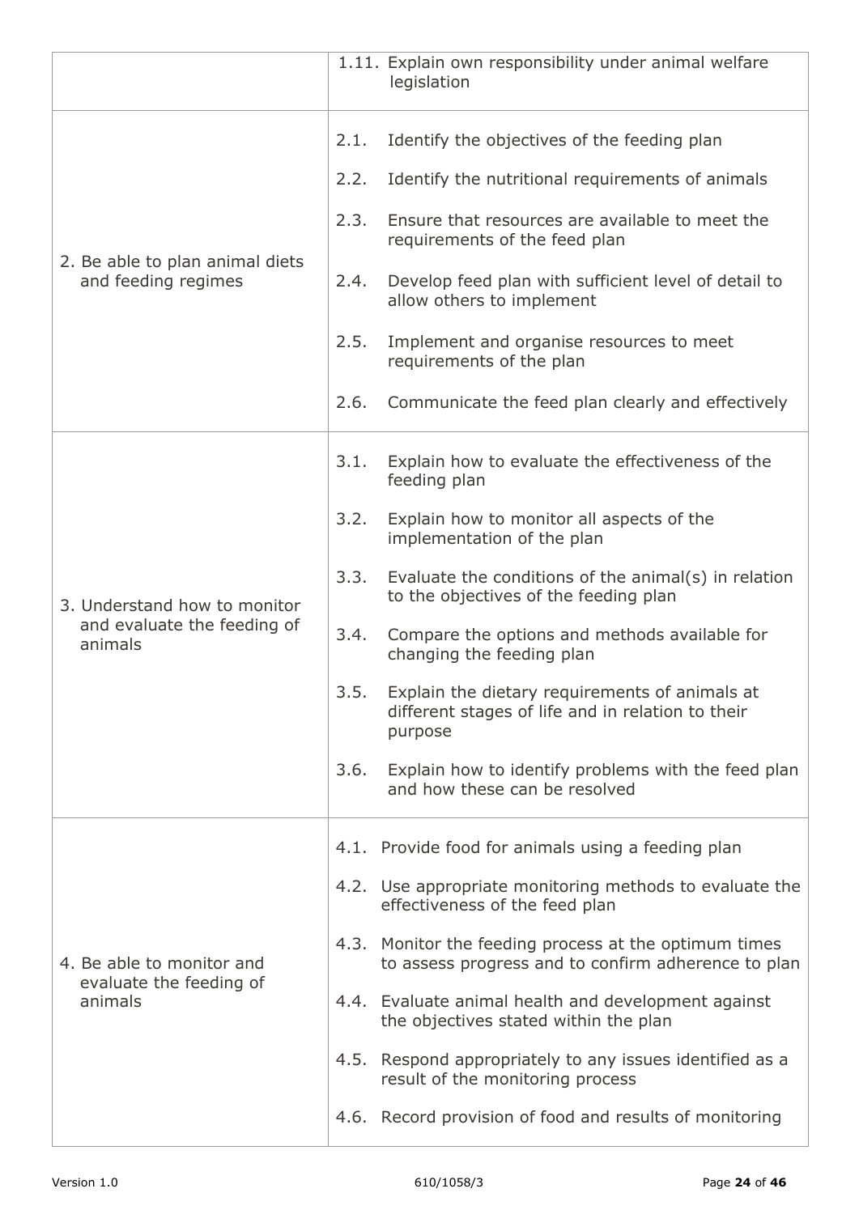| | |
|---|---|
| | 1.11. Explain own responsibility under animal welfare legislation |
| 2. Be able to plan animal diets and feeding regimes | 2.1. Identify the objectives of the feeding plan<br><br>2.2. Identify the nutritional requirements of animals<br><br>2.3. Ensure that resources are available to meet the requirements of the feed plan<br><br>2.4. Develop feed plan with sufficient level of detail to allow others to implement<br><br>2.5. Implement and organise resources to meet requirements of the plan<br><br>2.6. Communicate the feed plan clearly and effectively |
| 3. Understand how to monitor and evaluate the feeding of animals | 3.1. Explain how to evaluate the effectiveness of the feeding plan<br><br>3.2. Explain how to monitor all aspects of the implementation of the plan<br><br>3.3. Evaluate the conditions of the animal(s) in relation to the objectives of the feeding plan<br><br>3.4. Compare the options and methods available for changing the feeding plan<br><br>3.5. Explain the dietary requirements of animals at different stages of life and in relation to their purpose<br><br>3.6. Explain how to identify problems with the feed plan and how these can be resolved |
| 4. Be able to monitor and evaluate the feeding of animals | 4.1. Provide food for animals using a feeding plan<br><br>4.2. Use appropriate monitoring methods to evaluate the effectiveness of the feed plan<br><br>4.3. Monitor the feeding process at the optimum times to assess progress and to confirm adherence to plan<br><br>4.4. Evaluate animal health and development against the objectives stated within the plan<br><br>4.5. Respond appropriately to any issues identified as a result of the monitoring process<br><br>4.6. Record provision of food and results of monitoring |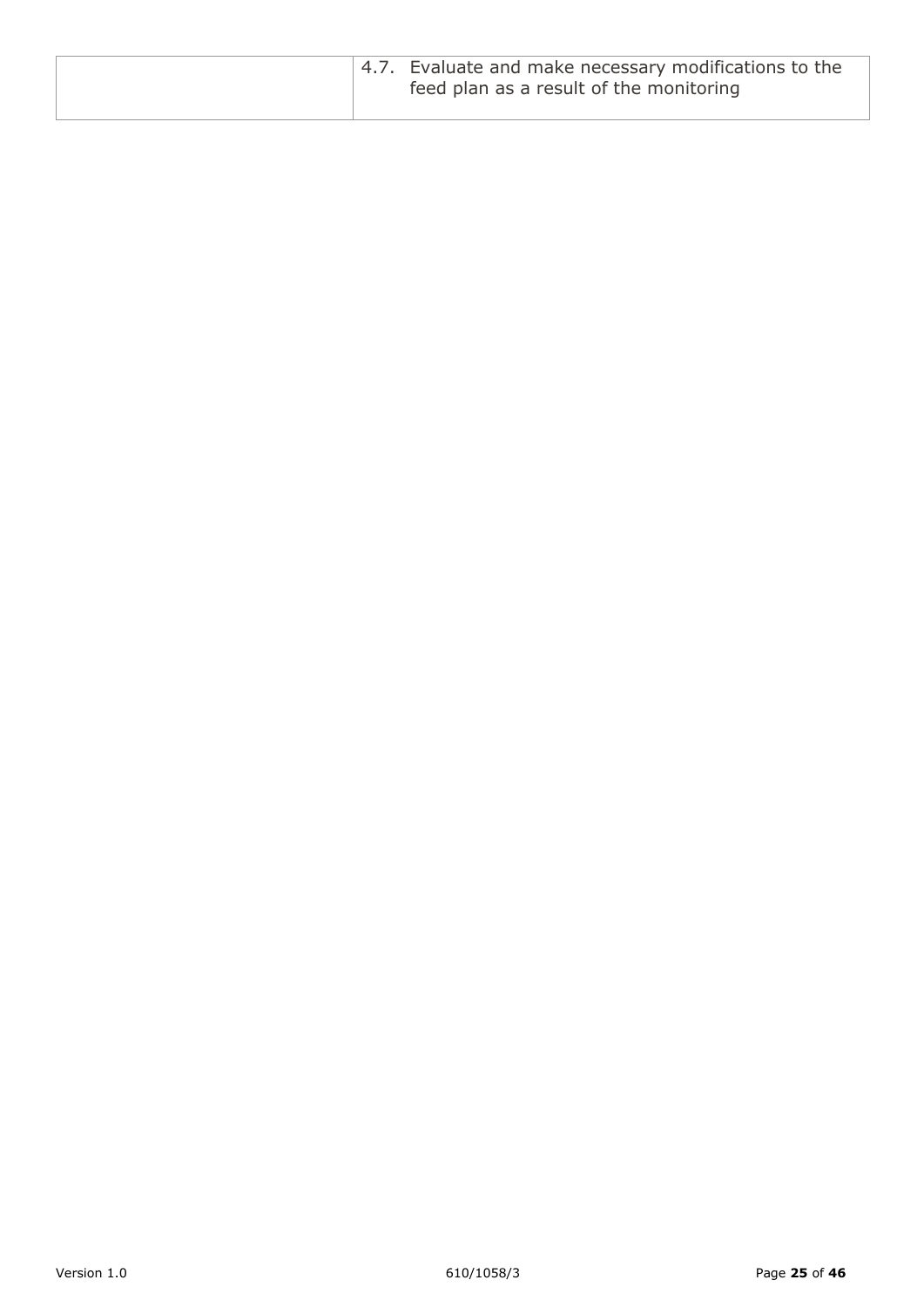| | |
|---|---|
| | 4.7. Evaluate and make necessary modifications to the feed plan as a result of the monitoring |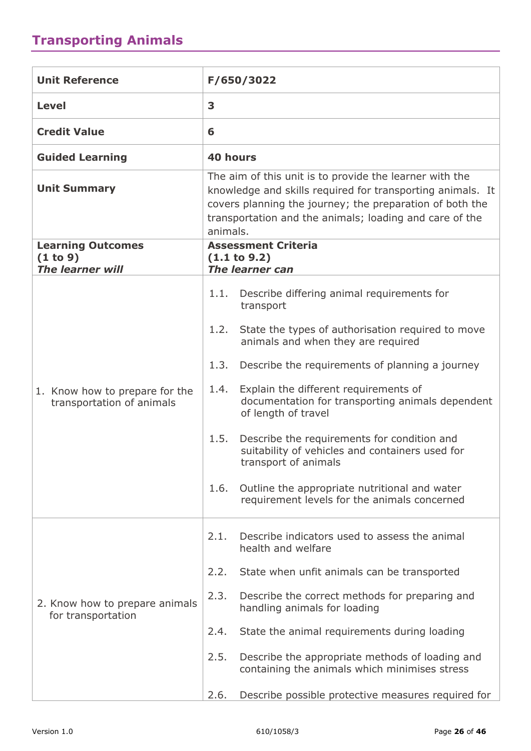## Transporting Animals

| Unit Reference | F/650/3022 |
|---|---|
| Level | 3 |
| Credit Value | 6 |
| Guided Learning | 40 hours |
| Unit Summary | The aim of this unit is to provide the learner with the knowledge and skills required for transporting animals. It covers planning the journey; the preparation of both the transportation and the animals; loading and care of the animals. |
| **Learning Outcomes (1 to 9)** ***The learner will*** | **Assessment Criteria (1.1 to 9.2)** ***The learner can*** |
| 1. Know how to prepare for the transportation of animals | 1.1. Describe differing animal requirements for transport<br>1.2. State the types of authorisation required to move animals and when they are required<br>1.3. Describe the requirements of planning a journey<br>1.4. Explain the different requirements of documentation for transporting animals dependent of length of travel<br>1.5. Describe the requirements for condition and suitability of vehicles and containers used for transport of animals<br>1.6. Outline the appropriate nutritional and water requirement levels for the animals concerned |
| 2. Know how to prepare animals for transportation | 2.1. Describe indicators used to assess the animal health and welfare<br>2.2. State when unfit animals can be transported<br>2.3. Describe the correct methods for preparing and handling animals for loading<br>2.4. State the animal requirements during loading<br>2.5. Describe the appropriate methods of loading and containing the animals which minimises stress<br>2.6. Describe possible protective measures required for |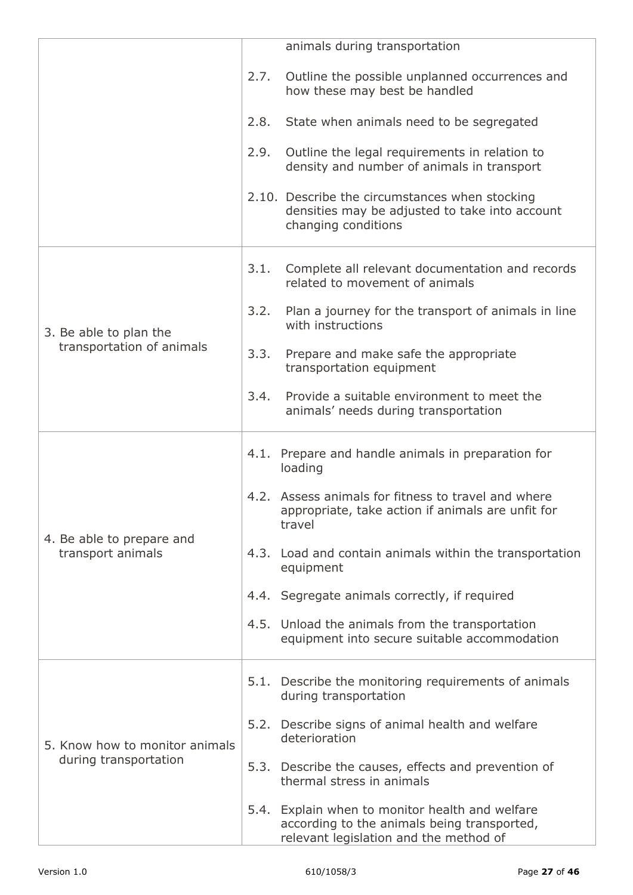| | |
|---|---|
| | animals during transportation<br><br>2.7. Outline the possible unplanned occurrences and how these may best be handled<br><br>2.8. State when animals need to be segregated<br><br>2.9. Outline the legal requirements in relation to density and number of animals in transport<br><br>2.10. Describe the circumstances when stocking densities may be adjusted to take into account changing conditions |
| 3. Be able to plan the transportation of animals | 3.1. Complete all relevant documentation and records related to movement of animals<br><br>3.2. Plan a journey for the transport of animals in line with instructions<br><br>3.3. Prepare and make safe the appropriate transportation equipment<br><br>3.4. Provide a suitable environment to meet the animals' needs during transportation |
| 4. Be able to prepare and transport animals | 4.1. Prepare and handle animals in preparation for loading<br><br>4.2. Assess animals for fitness to travel and where appropriate, take action if animals are unfit for travel<br><br>4.3. Load and contain animals within the transportation equipment<br><br>4.4. Segregate animals correctly, if required<br><br>4.5. Unload the animals from the transportation equipment into secure suitable accommodation |
| 5. Know how to monitor animals during transportation | 5.1. Describe the monitoring requirements of animals during transportation<br><br>5.2. Describe signs of animal health and welfare deterioration<br><br>5.3. Describe the causes, effects and prevention of thermal stress in animals<br><br>5.4. Explain when to monitor health and welfare according to the animals being transported, relevant legislation and the method of |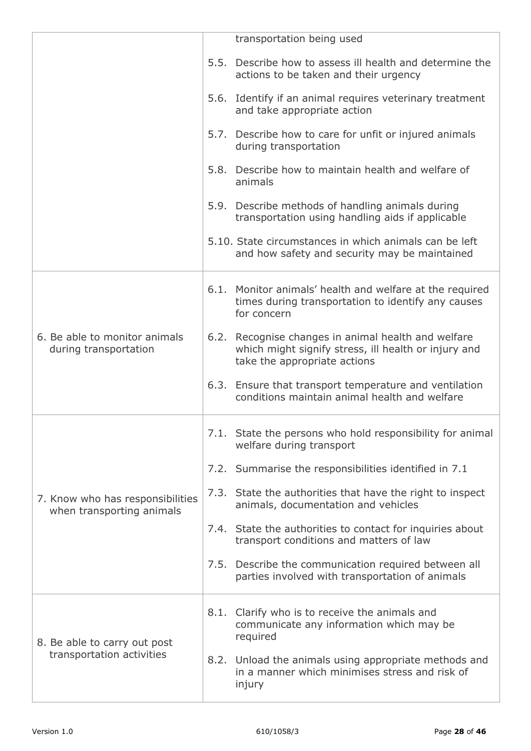| | |
|---|---|
| | transportation being used |
| | 5.5. Describe how to assess ill health and determine the actions to be taken and their urgency |
| | 5.6. Identify if an animal requires veterinary treatment and take appropriate action |
| | 5.7. Describe how to care for unfit or injured animals during transportation |
| | 5.8. Describe how to maintain health and welfare of animals |
| | 5.9. Describe methods of handling animals during transportation using handling aids if applicable |
| | 5.10. State circumstances in which animals can be left and how safety and security may be maintained |
| 6. Be able to monitor animals during transportation | 6.1. Monitor animals' health and welfare at the required times during transportation to identify any causes for concern |
| | 6.2. Recognise changes in animal health and welfare which might signify stress, ill health or injury and take the appropriate actions |
| | 6.3. Ensure that transport temperature and ventilation conditions maintain animal health and welfare |
| 7. Know who has responsibilities when transporting animals | 7.1. State the persons who hold responsibility for animal welfare during transport |
| | 7.2. Summarise the responsibilities identified in 7.1 |
| | 7.3. State the authorities that have the right to inspect animals, documentation and vehicles |
| | 7.4. State the authorities to contact for inquiries about transport conditions and matters of law |
| | 7.5. Describe the communication required between all parties involved with transportation of animals |
| 8. Be able to carry out post transportation activities | 8.1. Clarify who is to receive the animals and communicate any information which may be required |
| | 8.2. Unload the animals using appropriate methods and in a manner which minimises stress and risk of injury |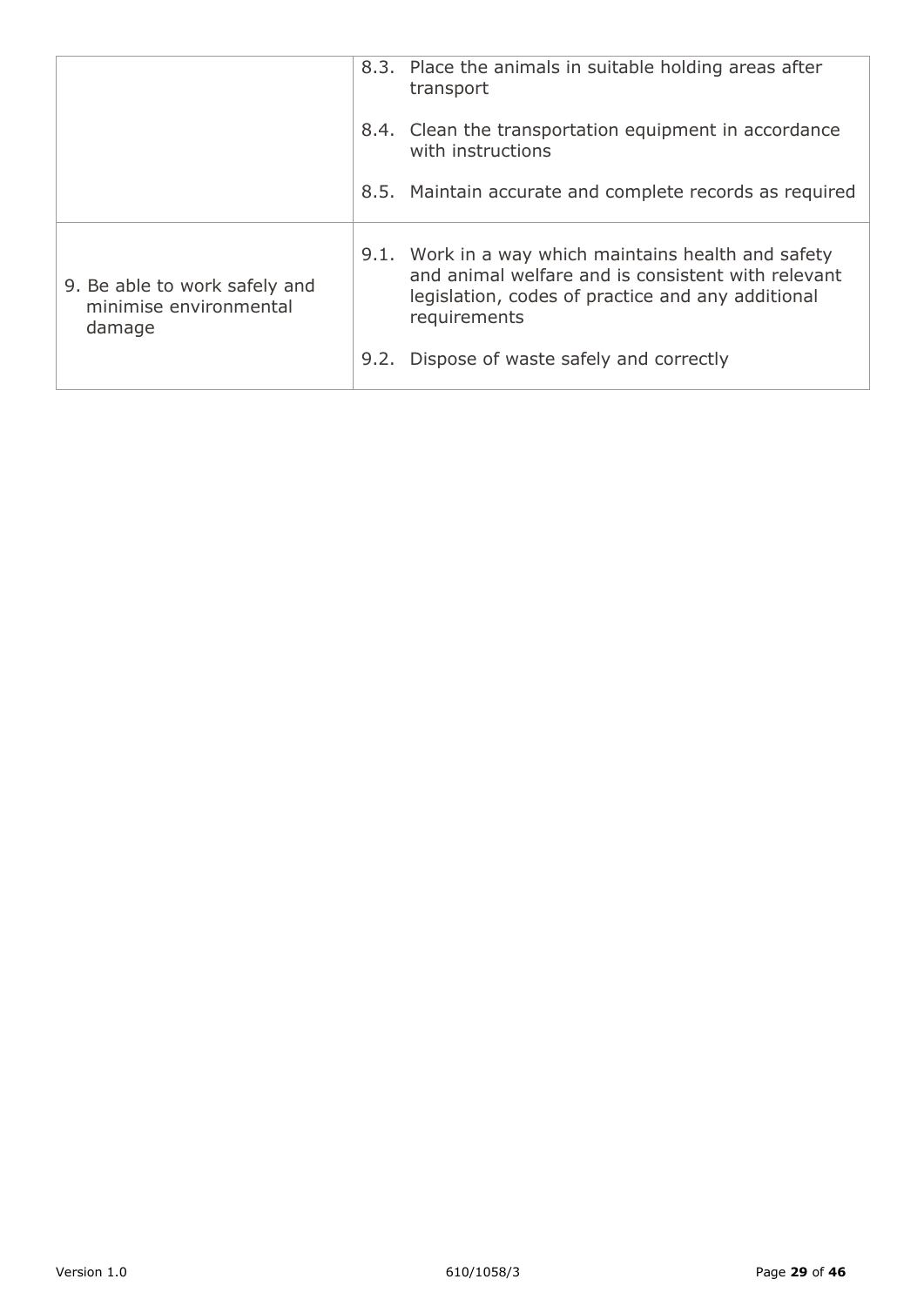| | |
|---|---|
| | 8.3. Place the animals in suitable holding areas after transport<br><br>8.4. Clean the transportation equipment in accordance with instructions<br><br>8.5. Maintain accurate and complete records as required |
| 9. Be able to work safely and minimise environmental damage | 9.1. Work in a way which maintains health and safety and animal welfare and is consistent with relevant legislation, codes of practice and any additional requirements<br><br>9.2. Dispose of waste safely and correctly |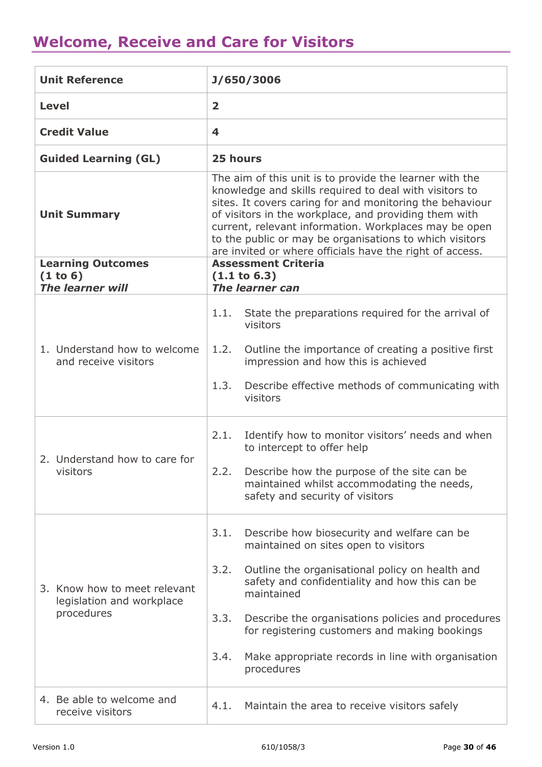# Welcome, Receive and Care for Visitors

| **Unit Reference** | **J/650/3006** |
|---|---|
| **Level** | **2** |
| **Credit Value** | **4** |
| **Guided Learning (GL)** | **25 hours** |
| **Unit Summary** | The aim of this unit is to provide the learner with the knowledge and skills required to deal with visitors to sites. It covers caring for and monitoring the behaviour of visitors in the workplace, and providing them with current, relevant information. Workplaces may be open to the public or may be organisations to which visitors are invited or where officials have the right of access. |
| **Learning Outcomes (1 to 6)** ***The learner will*** | **Assessment Criteria (1.1 to 6.3)** ***The learner can*** |
| 1. Understand how to welcome and receive visitors | 1.1. State the preparations required for the arrival of visitors<br>1.2. Outline the importance of creating a positive first impression and how this is achieved<br>1.3. Describe effective methods of communicating with visitors |
| 2. Understand how to care for visitors | 2.1. Identify how to monitor visitors' needs and when to intercept to offer help<br>2.2. Describe how the purpose of the site can be maintained whilst accommodating the needs, safety and security of visitors |
| 3. Know how to meet relevant legislation and workplace procedures | 3.1. Describe how biosecurity and welfare can be maintained on sites open to visitors<br>3.2. Outline the organisational policy on health and safety and confidentiality and how this can be maintained<br>3.3. Describe the organisations policies and procedures for registering customers and making bookings<br>3.4. Make appropriate records in line with organisation procedures |
| 4. Be able to welcome and receive visitors | 4.1. Maintain the area to receive visitors safely |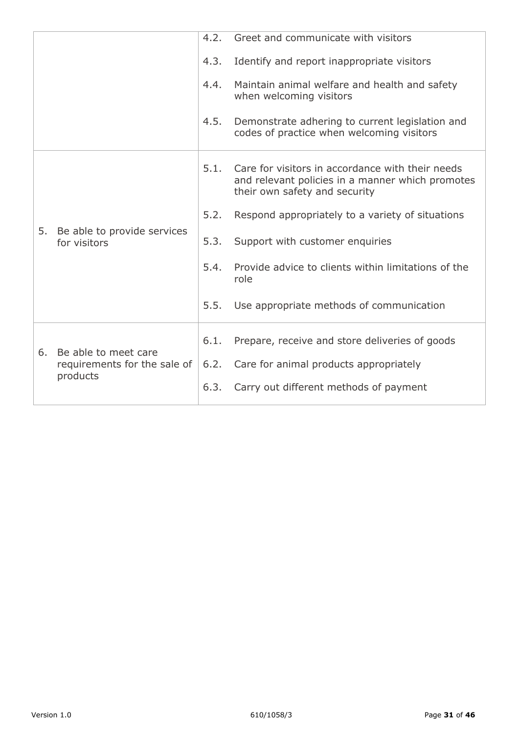| | |
|---|---|
| | 4.2. Greet and communicate with visitors<br>4.3. Identify and report inappropriate visitors<br>4.4. Maintain animal welfare and health and safety when welcoming visitors<br>4.5. Demonstrate adhering to current legislation and codes of practice when welcoming visitors |
| 5. Be able to provide services for visitors | 5.1. Care for visitors in accordance with their needs and relevant policies in a manner which promotes their own safety and security<br>5.2. Respond appropriately to a variety of situations<br>5.3. Support with customer enquiries<br>5.4. Provide advice to clients within limitations of the role<br>5.5. Use appropriate methods of communication |
| 6. Be able to meet care requirements for the sale of products | 6.1. Prepare, receive and store deliveries of goods<br>6.2. Care for animal products appropriately<br>6.3. Carry out different methods of payment |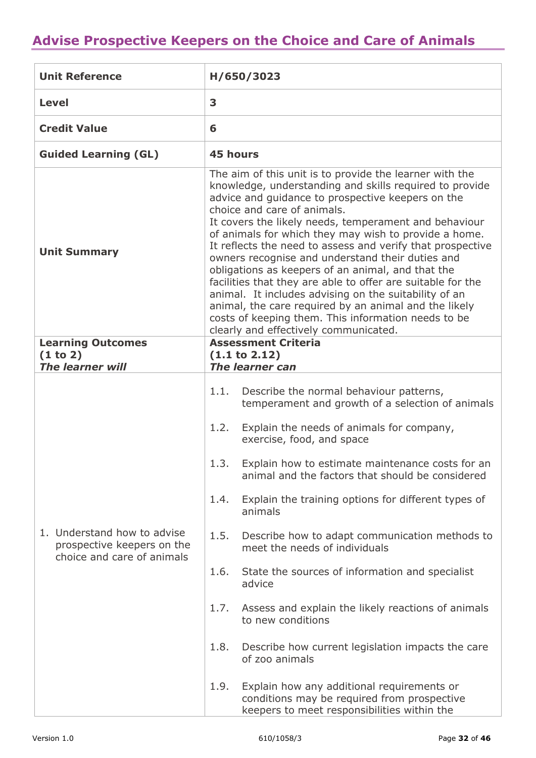## Advise Prospective Keepers on the Choice and Care of Animals

| **Unit Reference** | **H/650/3023** |
|---|---|
| **Level** | **3** |
| **Credit Value** | **6** |
| **Guided Learning (GL)** | **45 hours** |
| **Unit Summary** | The aim of this unit is to provide the learner with the knowledge, understanding and skills required to provide advice and guidance to prospective keepers on the choice and care of animals.<br>It covers the likely needs, temperament and behaviour of animals for which they may wish to provide a home. It reflects the need to assess and verify that prospective owners recognise and understand their duties and obligations as keepers of an animal, and that the facilities that they are able to offer are suitable for the animal. It includes advising on the suitability of an animal, the care required by an animal and the likely costs of keeping them. This information needs to be clearly and effectively communicated. |
| **Learning Outcomes (1 to 2)** ***The learner will*** | **Assessment Criteria (1.1 to 2.12)** ***The learner can*** |
| 1. Understand how to advise prospective keepers on the choice and care of animals | 1.1. Describe the normal behaviour patterns, temperament and growth of a selection of animals<br><br>1.2. Explain the needs of animals for company, exercise, food, and space<br><br>1.3. Explain how to estimate maintenance costs for an animal and the factors that should be considered<br><br>1.4. Explain the training options for different types of animals<br><br>1.5. Describe how to adapt communication methods to meet the needs of individuals<br><br>1.6. State the sources of information and specialist advice<br><br>1.7. Assess and explain the likely reactions of animals to new conditions<br><br>1.8. Describe how current legislation impacts the care of zoo animals<br><br>1.9. Explain how any additional requirements or conditions may be required from prospective keepers to meet responsibilities within the |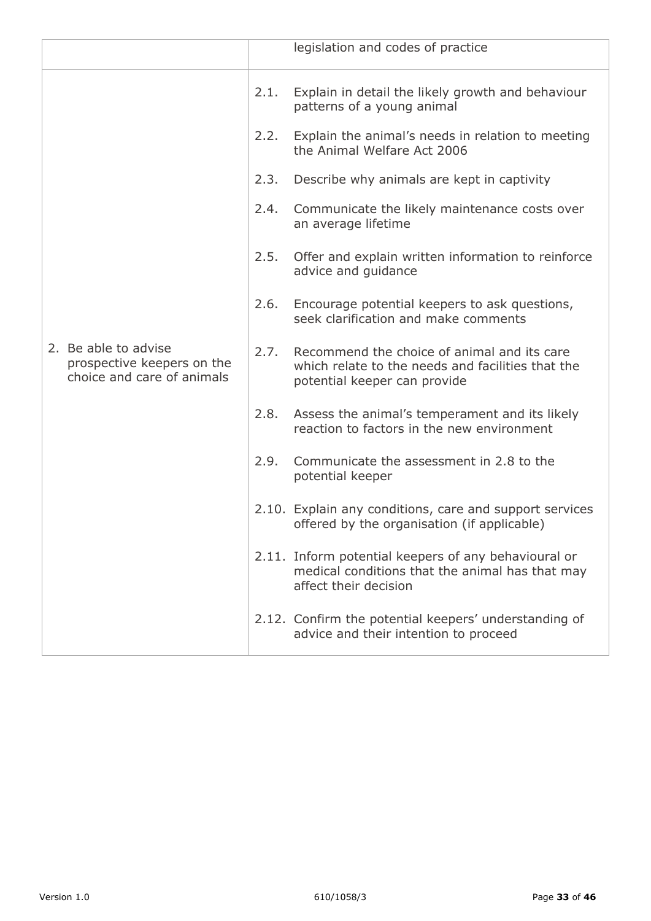| | |
|---|---|
| | legislation and codes of practice |
| 2. Be able to advise prospective keepers on the choice and care of animals | 2.1. Explain in detail the likely growth and behaviour patterns of a young animal<br><br>2.2. Explain the animal's needs in relation to meeting the Animal Welfare Act 2006<br><br>2.3. Describe why animals are kept in captivity<br><br>2.4. Communicate the likely maintenance costs over an average lifetime<br><br>2.5. Offer and explain written information to reinforce advice and guidance<br><br>2.6. Encourage potential keepers to ask questions, seek clarification and make comments<br><br>2.7. Recommend the choice of animal and its care which relate to the needs and facilities that the potential keeper can provide<br><br>2.8. Assess the animal's temperament and its likely reaction to factors in the new environment<br><br>2.9. Communicate the assessment in 2.8 to the potential keeper<br><br>2.10. Explain any conditions, care and support services offered by the organisation (if applicable)<br><br>2.11. Inform potential keepers of any behavioural or medical conditions that the animal has that may affect their decision<br><br>2.12. Confirm the potential keepers' understanding of advice and their intention to proceed |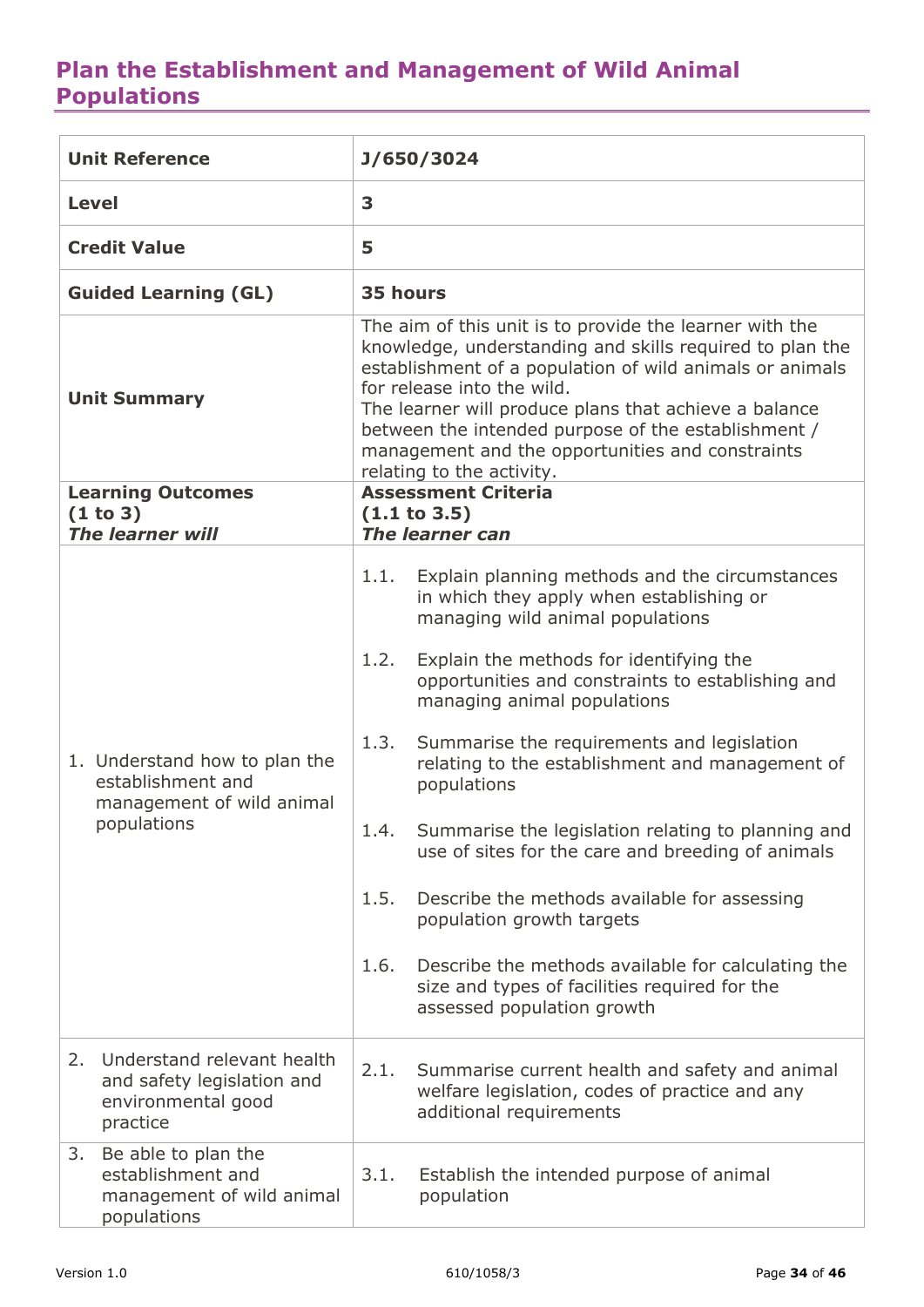## Plan the Establishment and Management of Wild Animal Populations

| **Unit Reference** | **J/650/3024** |
|---|---|
| **Level** | **3** |
| **Credit Value** | **5** |
| **Guided Learning (GL)** | **35 hours** |
| **Unit Summary** | The aim of this unit is to provide the learner with the knowledge, understanding and skills required to plan the establishment of a population of wild animals or animals for release into the wild.<br>The learner will produce plans that achieve a balance between the intended purpose of the establishment / management and the opportunities and constraints relating to the activity. |
| **Learning Outcomes (1 to 3)** ***The learner will*** | **Assessment Criteria (1.1 to 3.5)** ***The learner can*** |
| 1. Understand how to plan the establishment and management of wild animal populations | 1.1. Explain planning methods and the circumstances in which they apply when establishing or managing wild animal populations<br><br>1.2. Explain the methods for identifying the opportunities and constraints to establishing and managing animal populations<br><br>1.3. Summarise the requirements and legislation relating to the establishment and management of populations<br><br>1.4. Summarise the legislation relating to planning and use of sites for the care and breeding of animals<br><br>1.5. Describe the methods available for assessing population growth targets<br><br>1.6. Describe the methods available for calculating the size and types of facilities required for the assessed population growth |
| 2. Understand relevant health and safety legislation and environmental good practice | 2.1. Summarise current health and safety and animal welfare legislation, codes of practice and any additional requirements |
| 3. Be able to plan the establishment and management of wild animal populations | 3.1. Establish the intended purpose of animal population |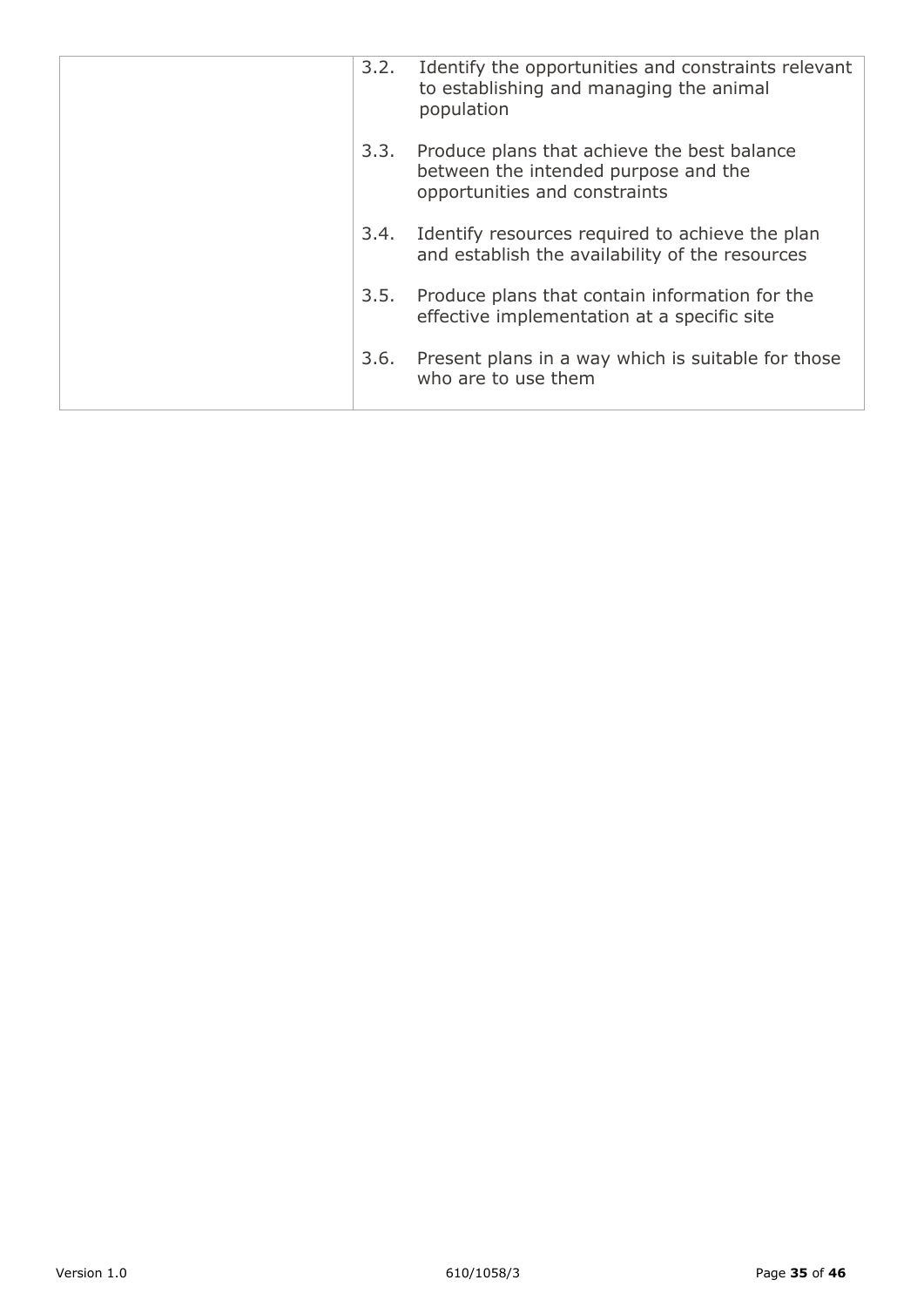| | |
|---|---|
| | 3.2. Identify the opportunities and constraints relevant to establishing and managing the animal population<br><br>3.3. Produce plans that achieve the best balance between the intended purpose and the opportunities and constraints<br><br>3.4. Identify resources required to achieve the plan and establish the availability of the resources<br><br>3.5. Produce plans that contain information for the effective implementation at a specific site<br><br>3.6. Present plans in a way which is suitable for those who are to use them |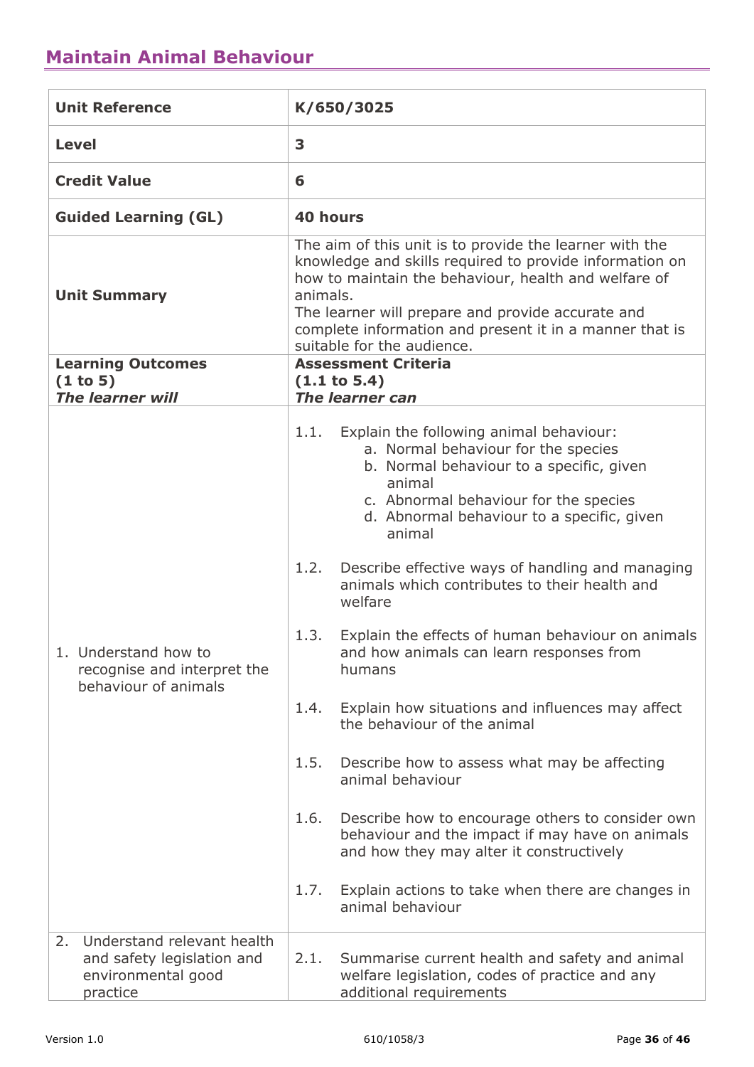## Maintain Animal Behaviour

| **Unit Reference** | **K/650/3025** |
|---|---|
| **Level** | **3** |
| **Credit Value** | **6** |
| **Guided Learning (GL)** | **40 hours** |
| **Unit Summary** | The aim of this unit is to provide the learner with the knowledge and skills required to provide information on how to maintain the behaviour, health and welfare of animals.<br>The learner will prepare and provide accurate and complete information and present it in a manner that is suitable for the audience. |
| **Learning Outcomes (1 to 5)** ***The learner will*** | **Assessment Criteria (1.1 to 5.4)** ***The learner can*** |
| 1. Understand how to recognise and interpret the behaviour of animals | 1.1. Explain the following animal behaviour:<br>a. Normal behaviour for the species<br>b. Normal behaviour to a specific, given animal<br>c. Abnormal behaviour for the species<br>d. Abnormal behaviour to a specific, given animal<br><br>1.2. Describe effective ways of handling and managing animals which contributes to their health and welfare<br><br>1.3. Explain the effects of human behaviour on animals and how animals can learn responses from humans<br><br>1.4. Explain how situations and influences may affect the behaviour of the animal<br><br>1.5. Describe how to assess what may be affecting animal behaviour<br><br>1.6. Describe how to encourage others to consider own behaviour and the impact if may have on animals and how they may alter it constructively<br><br>1.7. Explain actions to take when there are changes in animal behaviour |
| 2. Understand relevant health and safety legislation and environmental good practice | 2.1. Summarise current health and safety and animal welfare legislation, codes of practice and any additional requirements |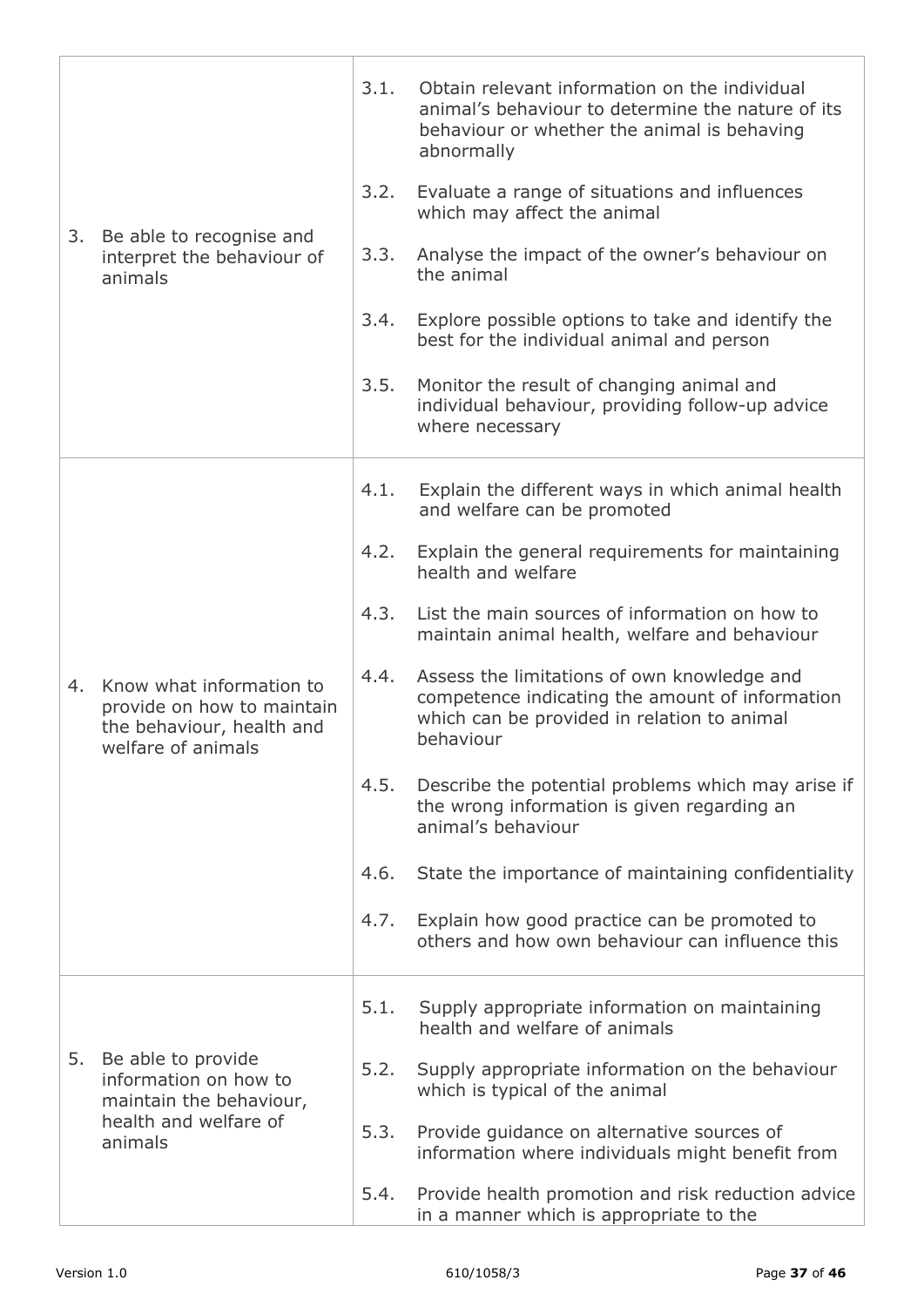| | |
|---|---|
| 3. Be able to recognise and interpret the behaviour of animals | 3.1. Obtain relevant information on the individual animal's behaviour to determine the nature of its behaviour or whether the animal is behaving abnormally<br><br>3.2. Evaluate a range of situations and influences which may affect the animal<br><br>3.3. Analyse the impact of the owner's behaviour on the animal<br><br>3.4. Explore possible options to take and identify the best for the individual animal and person<br><br>3.5. Monitor the result of changing animal and individual behaviour, providing follow-up advice where necessary |
| 4. Know what information to provide on how to maintain the behaviour, health and welfare of animals | 4.1. Explain the different ways in which animal health and welfare can be promoted<br><br>4.2. Explain the general requirements for maintaining health and welfare<br><br>4.3. List the main sources of information on how to maintain animal health, welfare and behaviour<br><br>4.4. Assess the limitations of own knowledge and competence indicating the amount of information which can be provided in relation to animal behaviour<br><br>4.5. Describe the potential problems which may arise if the wrong information is given regarding an animal's behaviour<br><br>4.6. State the importance of maintaining confidentiality<br><br>4.7. Explain how good practice can be promoted to others and how own behaviour can influence this |
| 5. Be able to provide information on how to maintain the behaviour, health and welfare of animals | 5.1. Supply appropriate information on maintaining health and welfare of animals<br><br>5.2. Supply appropriate information on the behaviour which is typical of the animal<br><br>5.3. Provide guidance on alternative sources of information where individuals might benefit from<br><br>5.4. Provide health promotion and risk reduction advice in a manner which is appropriate to the |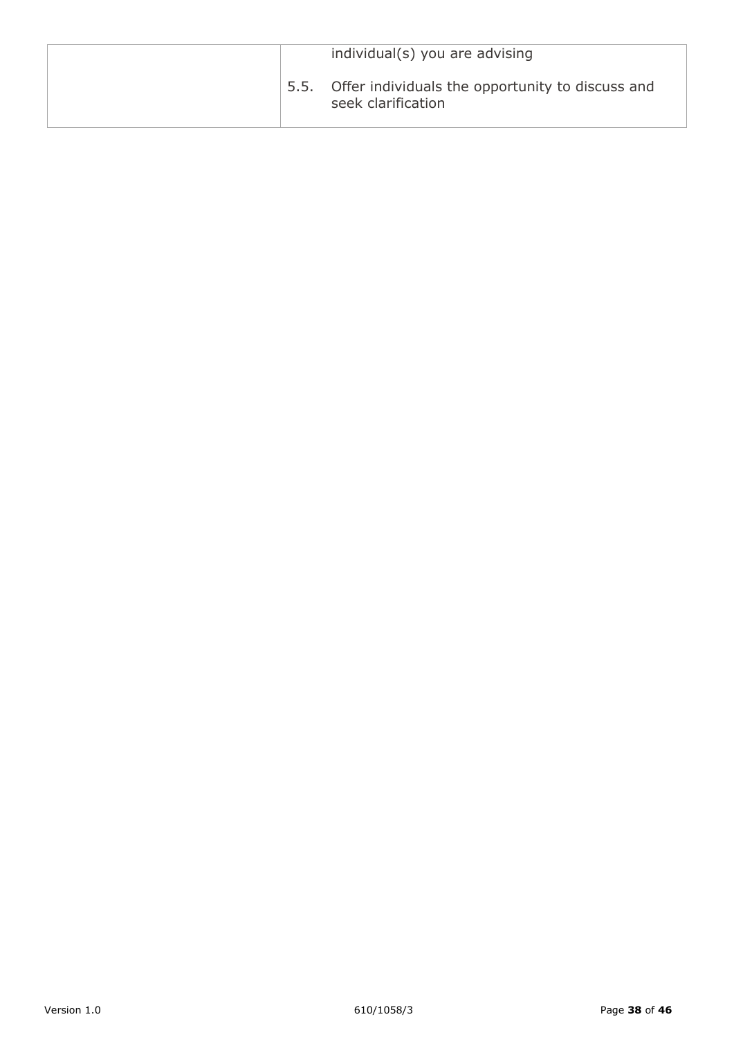| | |
|---|---|
| | individual(s) you are advising<br><br>5.5. Offer individuals the opportunity to discuss and seek clarification |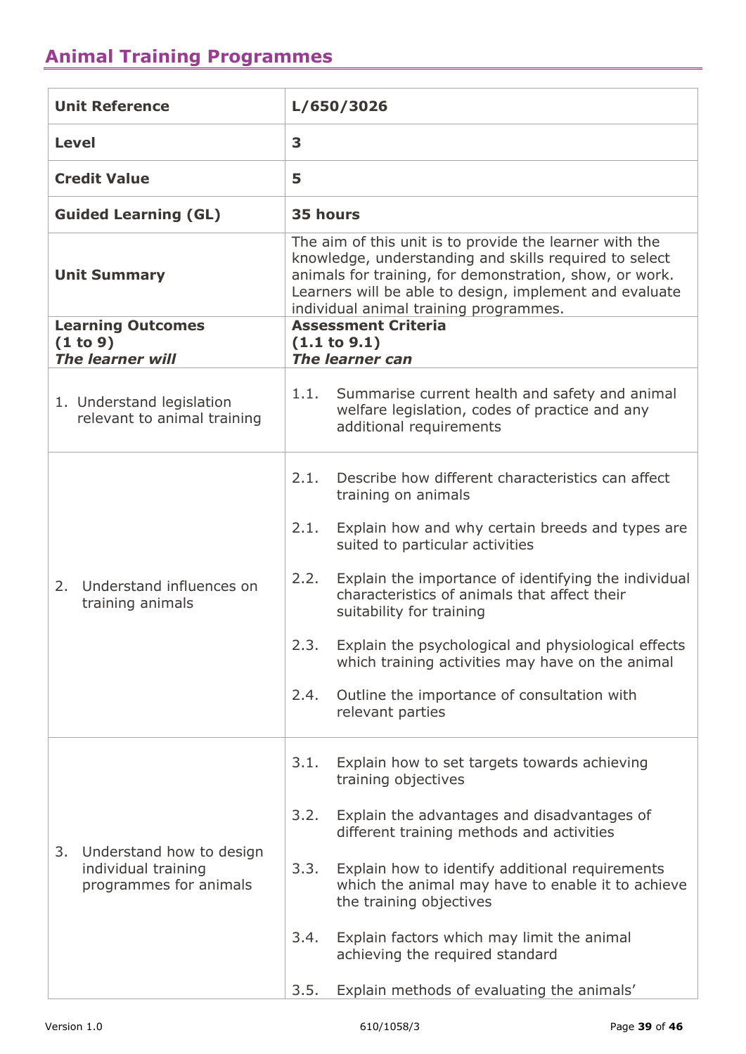## Animal Training Programmes

| Unit Reference | L/650/3026 |
|---|---|
| **Level** | **3** |
| **Credit Value** | **5** |
| **Guided Learning (GL)** | **35 hours** |
| **Unit Summary** | The aim of this unit is to provide the learner with the knowledge, understanding and skills required to select animals for training, for demonstration, show, or work. Learners will be able to design, implement and evaluate individual animal training programmes. |
| **Learning Outcomes (1 to 9)** ***The learner will*** | **Assessment Criteria (1.1 to 9.1)** ***The learner can*** |
| 1. Understand legislation relevant to animal training | 1.1. Summarise current health and safety and animal welfare legislation, codes of practice and any additional requirements |
| 2. Understand influences on training animals | 2.1. Describe how different characteristics can affect training on animals<br><br>2.1. Explain how and why certain breeds and types are suited to particular activities<br><br>2.2. Explain the importance of identifying the individual characteristics of animals that affect their suitability for training<br><br>2.3. Explain the psychological and physiological effects which training activities may have on the animal<br><br>2.4. Outline the importance of consultation with relevant parties |
| 3. Understand how to design individual training programmes for animals | 3.1. Explain how to set targets towards achieving training objectives<br><br>3.2. Explain the advantages and disadvantages of different training methods and activities<br><br>3.3. Explain how to identify additional requirements which the animal may have to enable it to achieve the training objectives<br><br>3.4. Explain factors which may limit the animal achieving the required standard<br><br>3.5. Explain methods of evaluating the animals' |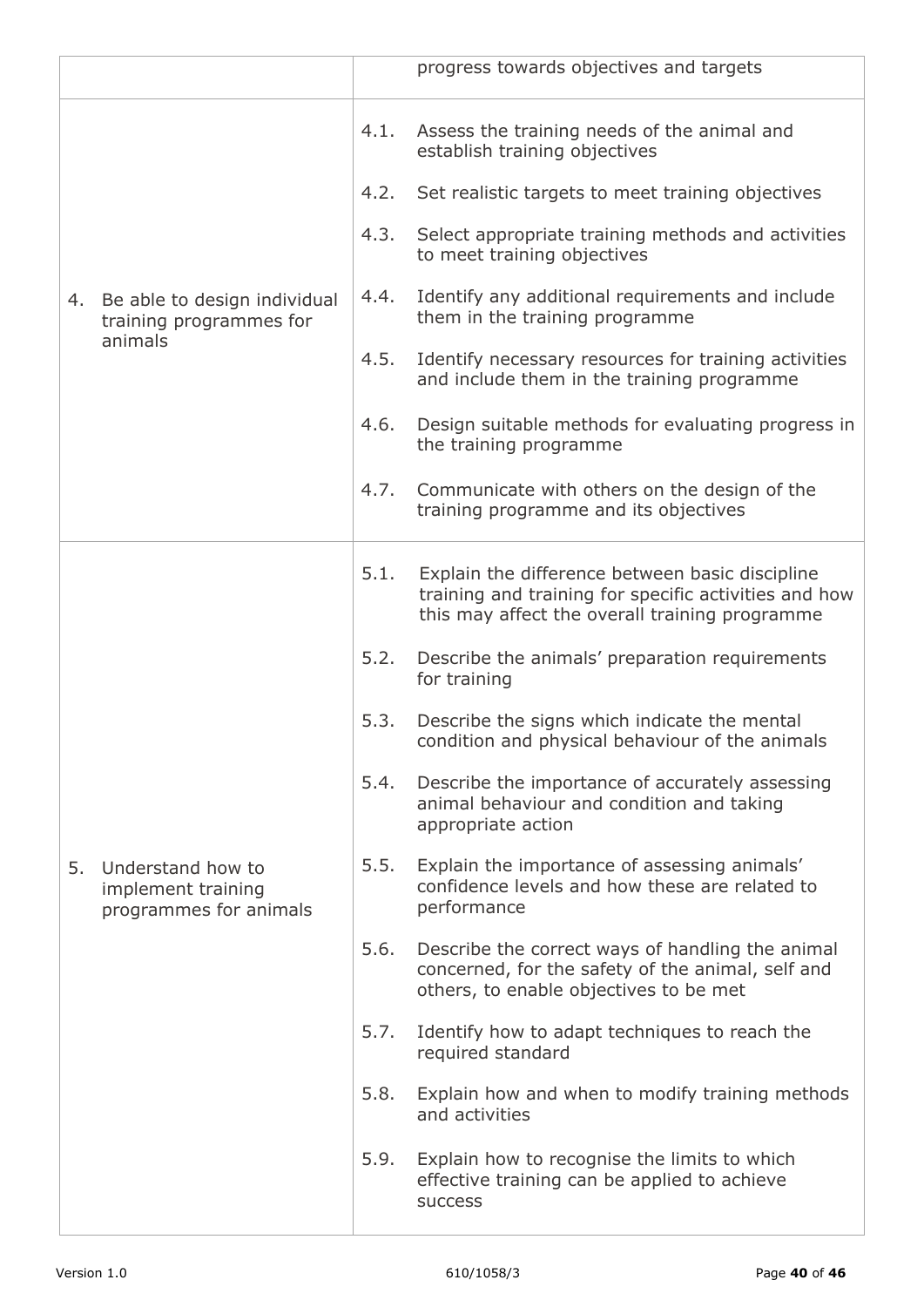| | |
|---|---|
| | progress towards objectives and targets |
| 4. Be able to design individual training programmes for animals | 4.1. Assess the training needs of the animal and establish training objectives<br>4.2. Set realistic targets to meet training objectives<br>4.3. Select appropriate training methods and activities to meet training objectives<br>4.4. Identify any additional requirements and include them in the training programme<br>4.5. Identify necessary resources for training activities and include them in the training programme<br>4.6. Design suitable methods for evaluating progress in the training programme<br>4.7. Communicate with others on the design of the training programme and its objectives |
| 5. Understand how to implement training programmes for animals | 5.1. Explain the difference between basic discipline training and training for specific activities and how this may affect the overall training programme<br>5.2. Describe the animals' preparation requirements for training<br>5.3. Describe the signs which indicate the mental condition and physical behaviour of the animals<br>5.4. Describe the importance of accurately assessing animal behaviour and condition and taking appropriate action<br>5.5. Explain the importance of assessing animals' confidence levels and how these are related to performance<br>5.6. Describe the correct ways of handling the animal concerned, for the safety of the animal, self and others, to enable objectives to be met<br>5.7. Identify how to adapt techniques to reach the required standard<br>5.8. Explain how and when to modify training methods and activities<br>5.9. Explain how to recognise the limits to which effective training can be applied to achieve success |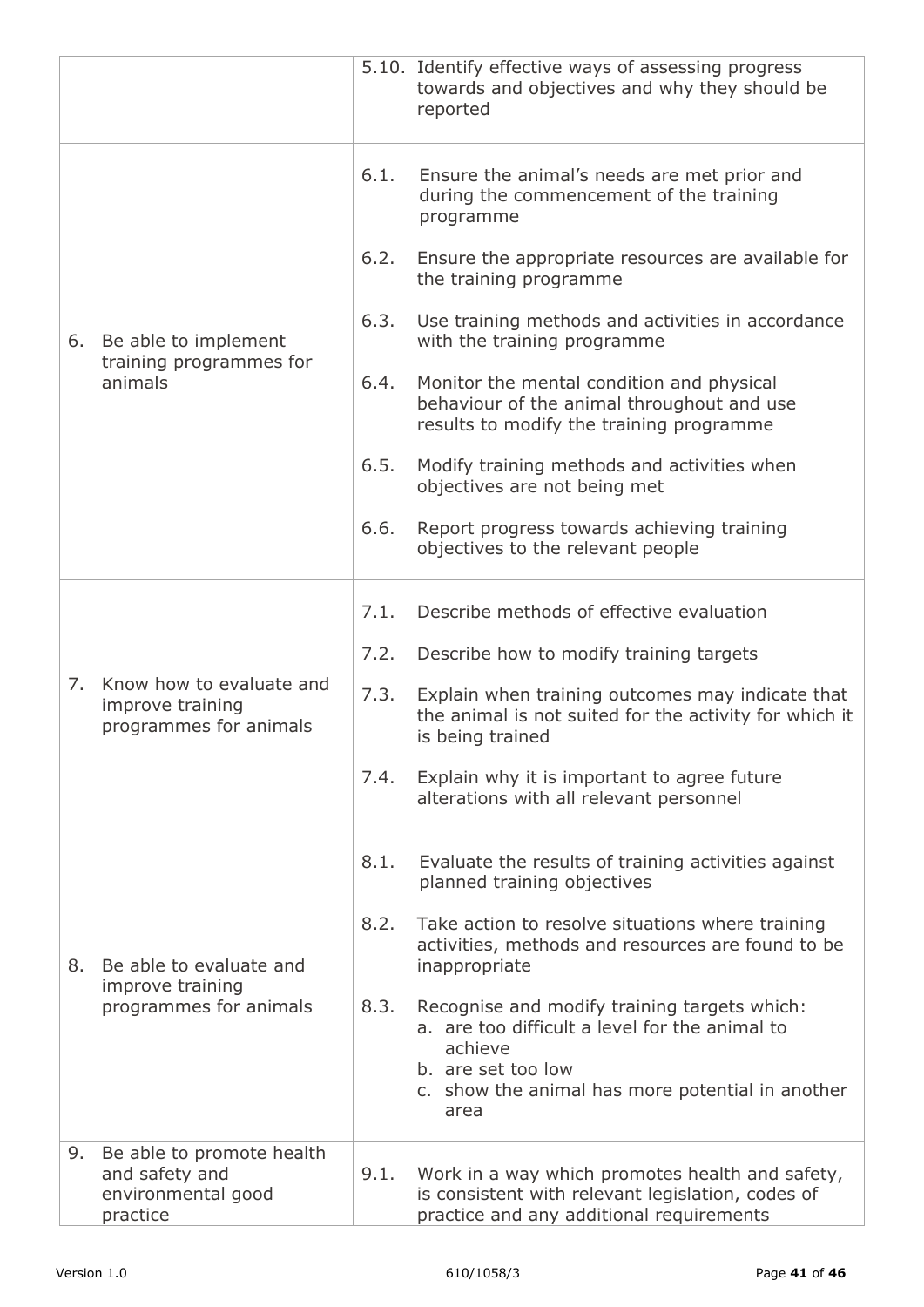| | |
|---|---|
| | 5.10. Identify effective ways of assessing progress towards and objectives and why they should be reported |
| 6. Be able to implement training programmes for animals | 6.1. Ensure the animal's needs are met prior and during the commencement of the training programme<br><br>6.2. Ensure the appropriate resources are available for the training programme<br><br>6.3. Use training methods and activities in accordance with the training programme<br><br>6.4. Monitor the mental condition and physical behaviour of the animal throughout and use results to modify the training programme<br><br>6.5. Modify training methods and activities when objectives are not being met<br><br>6.6. Report progress towards achieving training objectives to the relevant people |
| 7. Know how to evaluate and improve training programmes for animals | 7.1. Describe methods of effective evaluation<br><br>7.2. Describe how to modify training targets<br><br>7.3. Explain when training outcomes may indicate that the animal is not suited for the activity for which it is being trained<br><br>7.4. Explain why it is important to agree future alterations with all relevant personnel |
| 8. Be able to evaluate and improve training programmes for animals | 8.1. Evaluate the results of training activities against planned training objectives<br><br>8.2. Take action to resolve situations where training activities, methods and resources are found to be inappropriate<br><br>8.3. Recognise and modify training targets which:<br>a. are too difficult a level for the animal to achieve<br>b. are set too low<br>c. show the animal has more potential in another area |
| 9. Be able to promote health and safety and environmental good practice | 9.1. Work in a way which promotes health and safety, is consistent with relevant legislation, codes of practice and any additional requirements |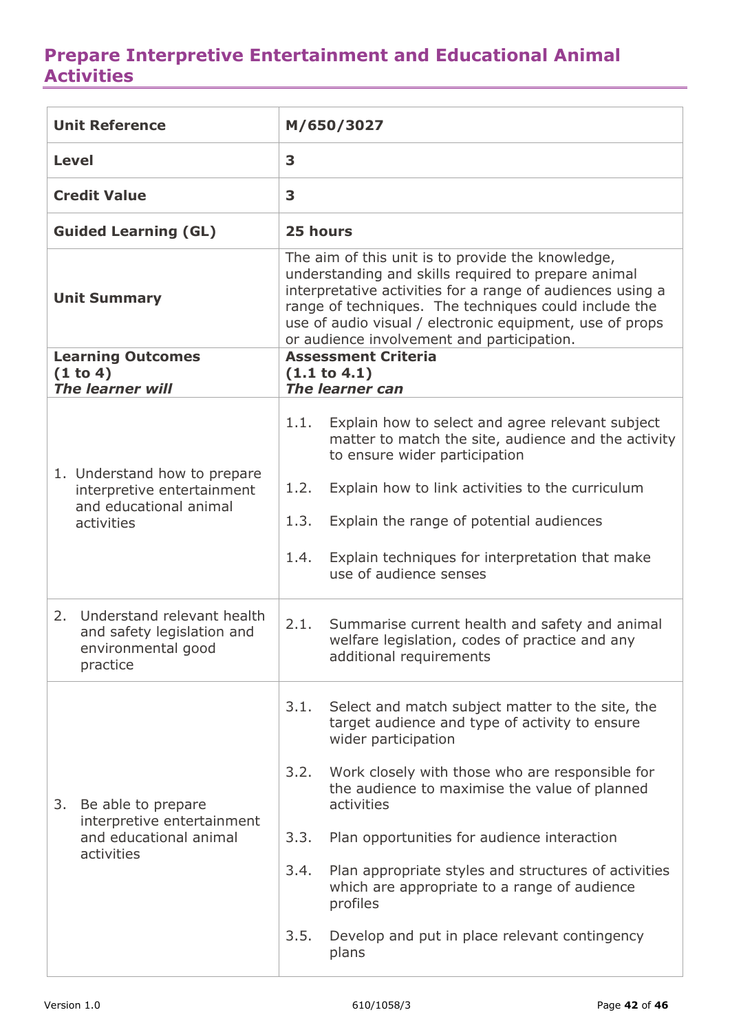# Prepare Interpretive Entertainment and Educational Animal Activities

| **Unit Reference** | **M/650/3027** |
|---|---|
| **Level** | **3** |
| **Credit Value** | **3** |
| **Guided Learning (GL)** | **25 hours** |
| **Unit Summary** | The aim of this unit is to provide the knowledge, understanding and skills required to prepare animal interpretative activities for a range of audiences using a range of techniques. The techniques could include the use of audio visual / electronic equipment, use of props or audience involvement and participation. |
| **Learning Outcomes (1 to 4)** ***The learner will*** | **Assessment Criteria (1.1 to 4.1)** ***The learner can*** |
| 1. Understand how to prepare interpretive entertainment and educational animal activities | 1.1. Explain how to select and agree relevant subject matter to match the site, audience and the activity to ensure wider participation<br>1.2. Explain how to link activities to the curriculum<br>1.3. Explain the range of potential audiences<br>1.4. Explain techniques for interpretation that make use of audience senses |
| 2. Understand relevant health and safety legislation and environmental good practice | 2.1. Summarise current health and safety and animal welfare legislation, codes of practice and any additional requirements |
| 3. Be able to prepare interpretive entertainment and educational animal activities | 3.1. Select and match subject matter to the site, the target audience and type of activity to ensure wider participation<br>3.2. Work closely with those who are responsible for the audience to maximise the value of planned activities<br>3.3. Plan opportunities for audience interaction<br>3.4. Plan appropriate styles and structures of activities which are appropriate to a range of audience profiles<br>3.5. Develop and put in place relevant contingency plans |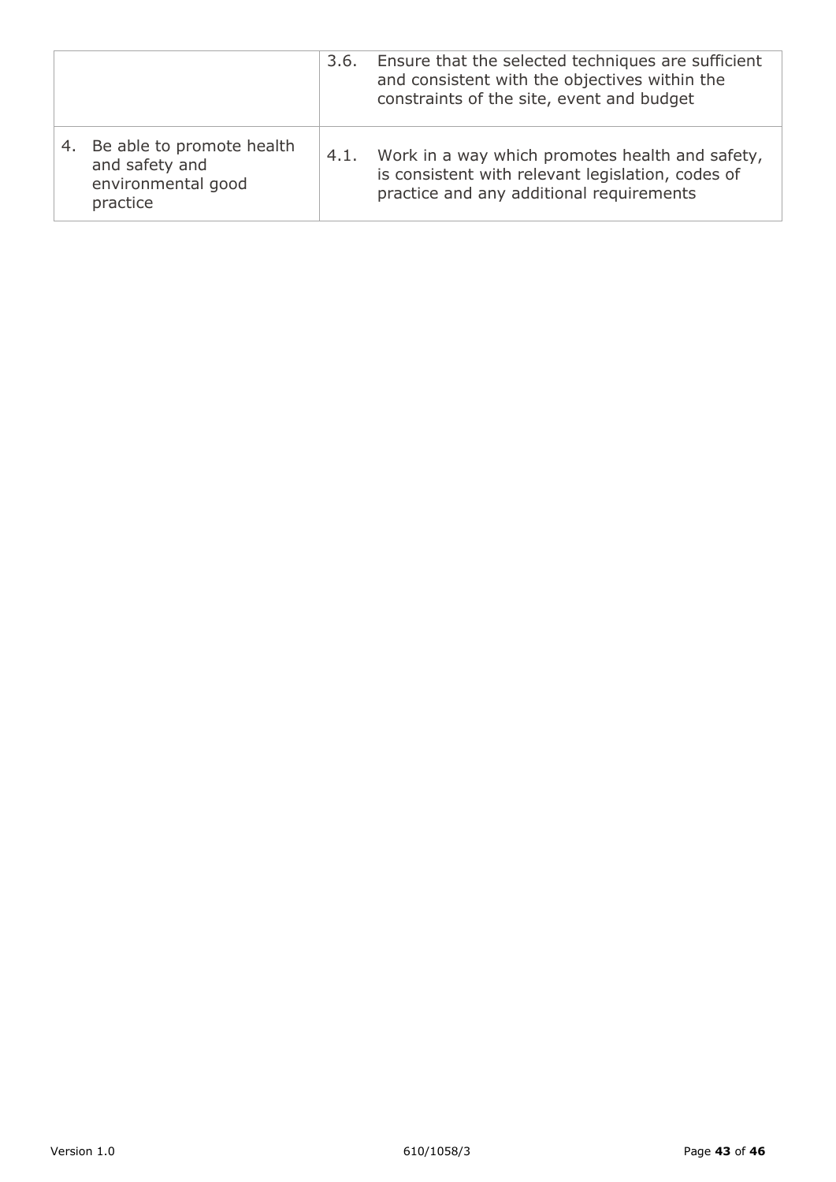| | | |
|---|---|---|
| | 3.6. | Ensure that the selected techniques are sufficient and consistent with the objectives within the constraints of the site, event and budget |
| 4. Be able to promote health and safety and environmental good practice | 4.1. | Work in a way which promotes health and safety, is consistent with relevant legislation, codes of practice and any additional requirements |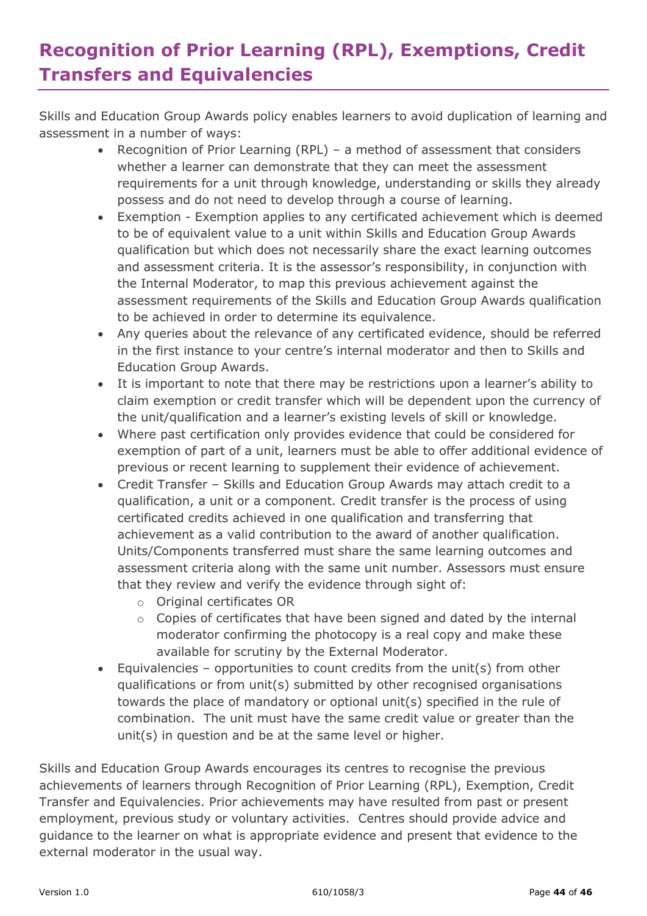# Recognition of Prior Learning (RPL), Exemptions, Credit Transfers and Equivalencies

Skills and Education Group Awards policy enables learners to avoid duplication of learning and assessment in a number of ways:

- Recognition of Prior Learning (RPL) – a method of assessment that considers whether a learner can demonstrate that they can meet the assessment requirements for a unit through knowledge, understanding or skills they already possess and do not need to develop through a course of learning.
- Exemption - Exemption applies to any certificated achievement which is deemed to be of equivalent value to a unit within Skills and Education Group Awards qualification but which does not necessarily share the exact learning outcomes and assessment criteria. It is the assessor's responsibility, in conjunction with the Internal Moderator, to map this previous achievement against the assessment requirements of the Skills and Education Group Awards qualification to be achieved in order to determine its equivalence.
- Any queries about the relevance of any certificated evidence, should be referred in the first instance to your centre's internal moderator and then to Skills and Education Group Awards.
- It is important to note that there may be restrictions upon a learner's ability to claim exemption or credit transfer which will be dependent upon the currency of the unit/qualification and a learner's existing levels of skill or knowledge.
- Where past certification only provides evidence that could be considered for exemption of part of a unit, learners must be able to offer additional evidence of previous or recent learning to supplement their evidence of achievement.
- Credit Transfer – Skills and Education Group Awards may attach credit to a qualification, a unit or a component. Credit transfer is the process of using certificated credits achieved in one qualification and transferring that achievement as a valid contribution to the award of another qualification. Units/Components transferred must share the same learning outcomes and assessment criteria along with the same unit number. Assessors must ensure that they review and verify the evidence through sight of:
  - Original certificates OR
  - Copies of certificates that have been signed and dated by the internal moderator confirming the photocopy is a real copy and make these available for scrutiny by the External Moderator.
- Equivalencies – opportunities to count credits from the unit(s) from other qualifications or from unit(s) submitted by other recognised organisations towards the place of mandatory or optional unit(s) specified in the rule of combination. The unit must have the same credit value or greater than the unit(s) in question and be at the same level or higher.

Skills and Education Group Awards encourages its centres to recognise the previous achievements of learners through Recognition of Prior Learning (RPL), Exemption, Credit Transfer and Equivalencies. Prior achievements may have resulted from past or present employment, previous study or voluntary activities. Centres should provide advice and guidance to the learner on what is appropriate evidence and present that evidence to the external moderator in the usual way.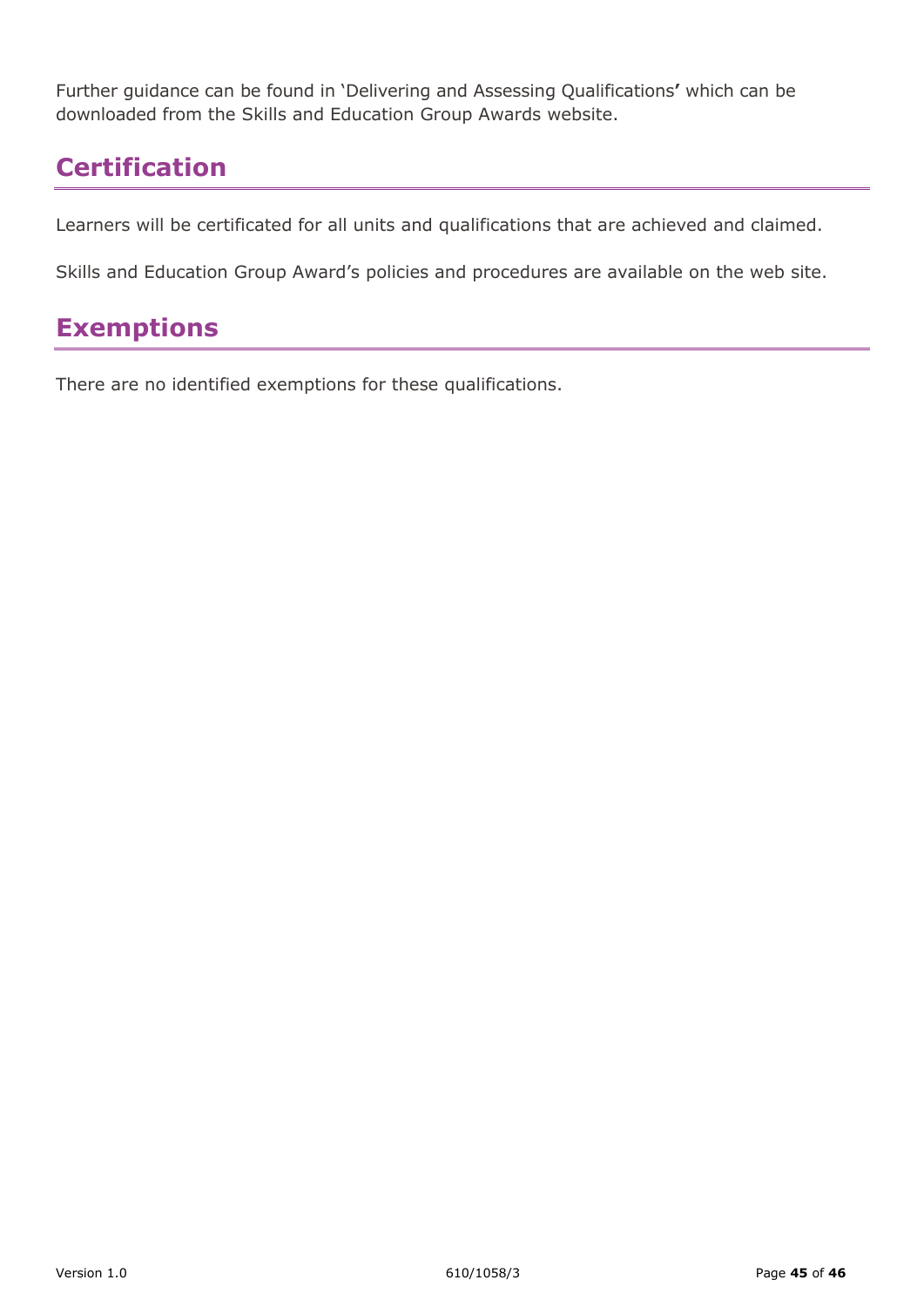Further guidance can be found in 'Delivering and Assessing Qualifications' which can be downloaded from the Skills and Education Group Awards website.

## Certification

Learners will be certificated for all units and qualifications that are achieved and claimed.

Skills and Education Group Award's policies and procedures are available on the web site.

## Exemptions

There are no identified exemptions for these qualifications.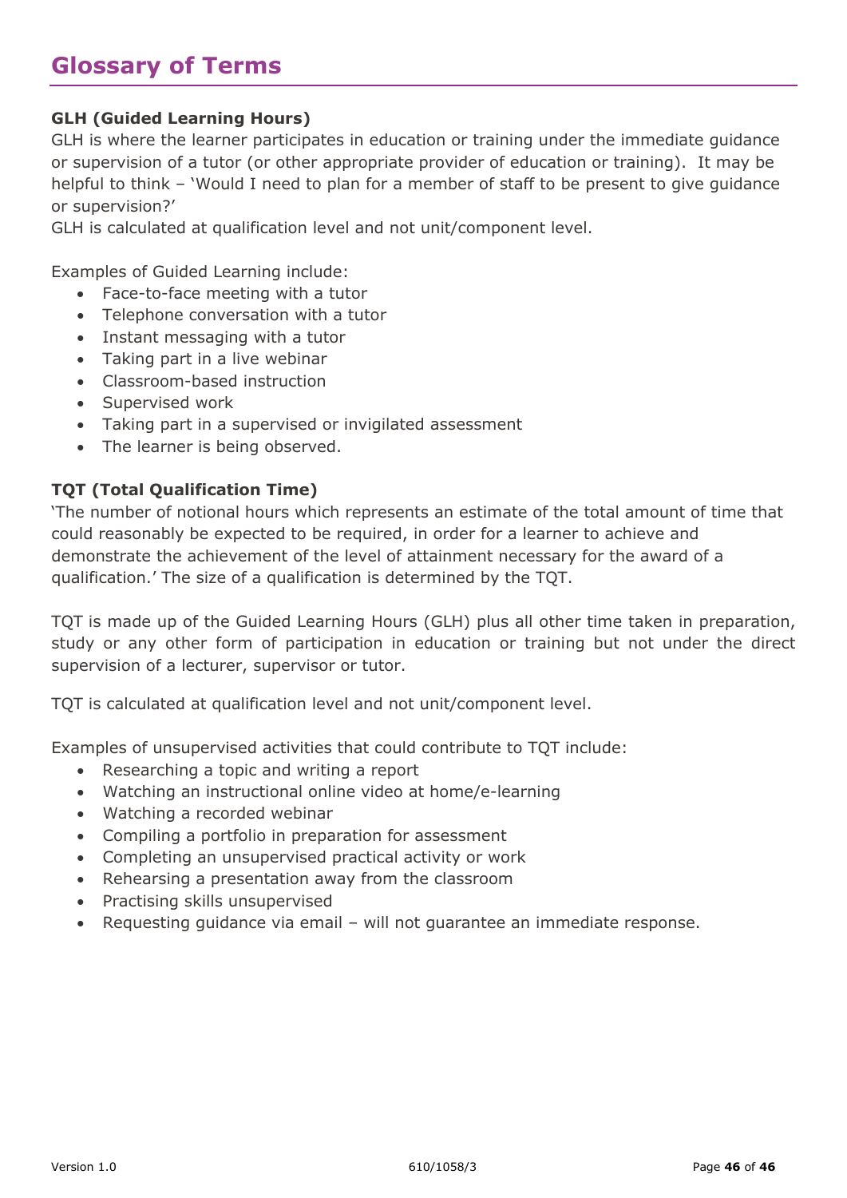# Glossary of Terms

**GLH (Guided Learning Hours)**

GLH is where the learner participates in education or training under the immediate guidance or supervision of a tutor (or other appropriate provider of education or training). It may be helpful to think – 'Would I need to plan for a member of staff to be present to give guidance or supervision?'

GLH is calculated at qualification level and not unit/component level.

Examples of Guided Learning include:

- Face-to-face meeting with a tutor
- Telephone conversation with a tutor
- Instant messaging with a tutor
- Taking part in a live webinar
- Classroom-based instruction
- Supervised work
- Taking part in a supervised or invigilated assessment
- The learner is being observed.

**TQT (Total Qualification Time)**

'The number of notional hours which represents an estimate of the total amount of time that could reasonably be expected to be required, in order for a learner to achieve and demonstrate the achievement of the level of attainment necessary for the award of a qualification.' The size of a qualification is determined by the TQT.

TQT is made up of the Guided Learning Hours (GLH) plus all other time taken in preparation, study or any other form of participation in education or training but not under the direct supervision of a lecturer, supervisor or tutor.

TQT is calculated at qualification level and not unit/component level.

Examples of unsupervised activities that could contribute to TQT include:

- Researching a topic and writing a report
- Watching an instructional online video at home/e-learning
- Watching a recorded webinar
- Compiling a portfolio in preparation for assessment
- Completing an unsupervised practical activity or work
- Rehearsing a presentation away from the classroom
- Practising skills unsupervised
- Requesting guidance via email – will not guarantee an immediate response.